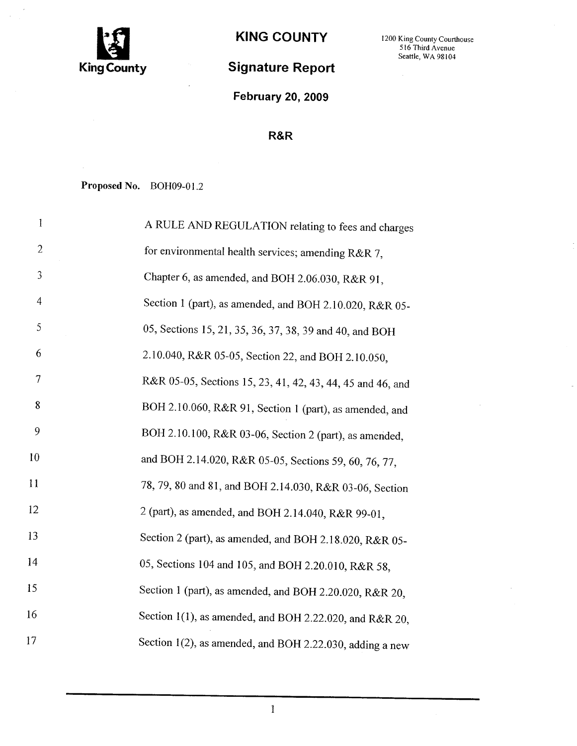King County

# KING COUNTY

## Signature Report

1200 King County Courthouse
516 Third Avenue
Seattle, WA 98104

**February 20, 2009**

**R&R**

**Proposed No.** BOH09-01.2

1 A RULE AND REGULATION relating to fees and charges
2 for environmental health services; amending R&R 7,
3 Chapter 6, as amended, and BOH 2.06.030, R&R 91,
4 Section 1 (part), as amended, and BOH 2.10.020, R&R 05-
5 05, Sections 15, 21, 35, 36, 37, 38, 39 and 40, and BOH
6 2.10.040, R&R 05-05, Section 22, and BOH 2.10.050,
7 R&R 05-05, Sections 15, 23, 41, 42, 43, 44, 45 and 46, and
8 BOH 2.10.060, R&R 91, Section 1 (part), as amended, and
9 BOH 2.10.100, R&R 03-06, Section 2 (part), as amended,
10 and BOH 2.14.020, R&R 05-05, Sections 59, 60, 76, 77,
11 78, 79, 80 and 81, and BOH 2.14.030, R&R 03-06, Section
12 2 (part), as amended, and BOH 2.14.040, R&R 99-01,
13 Section 2 (part), as amended, and BOH 2.18.020, R&R 05-
14 05, Sections 104 and 105, and BOH 2.20.010, R&R 58,
15 Section 1 (part), as amended, and BOH 2.20.020, R&R 20,
16 Section 1(1), as amended, and BOH 2.22.020, and R&R 20,
17 Section 1(2), as amended, and BOH 2.22.030, adding a new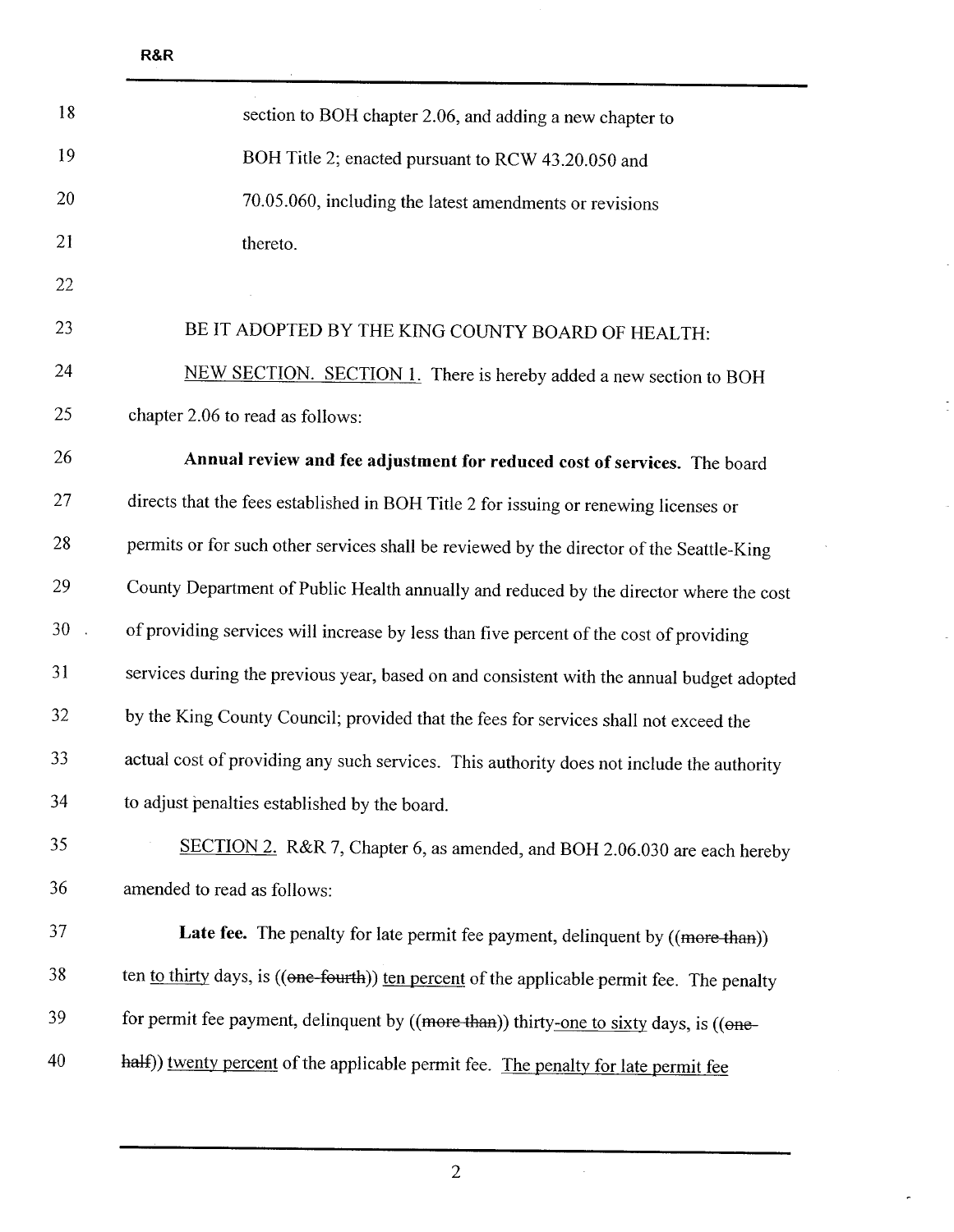section to BOH chapter 2.06, and adding a new chapter to BOH Title 2; enacted pursuant to RCW 43.20.050 and 70.05.060, including the latest amendments or revisions thereto.

BE IT ADOPTED BY THE KING COUNTY BOARD OF HEALTH:

NEW SECTION. SECTION 1. There is hereby added a new section to BOH chapter 2.06 to read as follows:

**Annual review and fee adjustment for reduced cost of services.** The board directs that the fees established in BOH Title 2 for issuing or renewing licenses or permits or for such other services shall be reviewed by the director of the Seattle-King County Department of Public Health annually and reduced by the director where the cost of providing services will increase by less than five percent of the cost of providing services during the previous year, based on and consistent with the annual budget adopted by the King County Council; provided that the fees for services shall not exceed the actual cost of providing any such services. This authority does not include the authority to adjust penalties established by the board.

SECTION 2. R&R 7, Chapter 6, as amended, and BOH 2.06.030 are each hereby amended to read as follows:

**Late fee.** The penalty for late permit fee payment, delinquent by ((~~more than~~)) ten to thirty days, is ((~~one-fourth~~)) ten percent of the applicable permit fee. The penalty for permit fee payment, delinquent by ((~~more than~~)) thirty-one to sixty days, is ((~~one-half~~)) twenty percent of the applicable permit fee. The penalty for late permit fee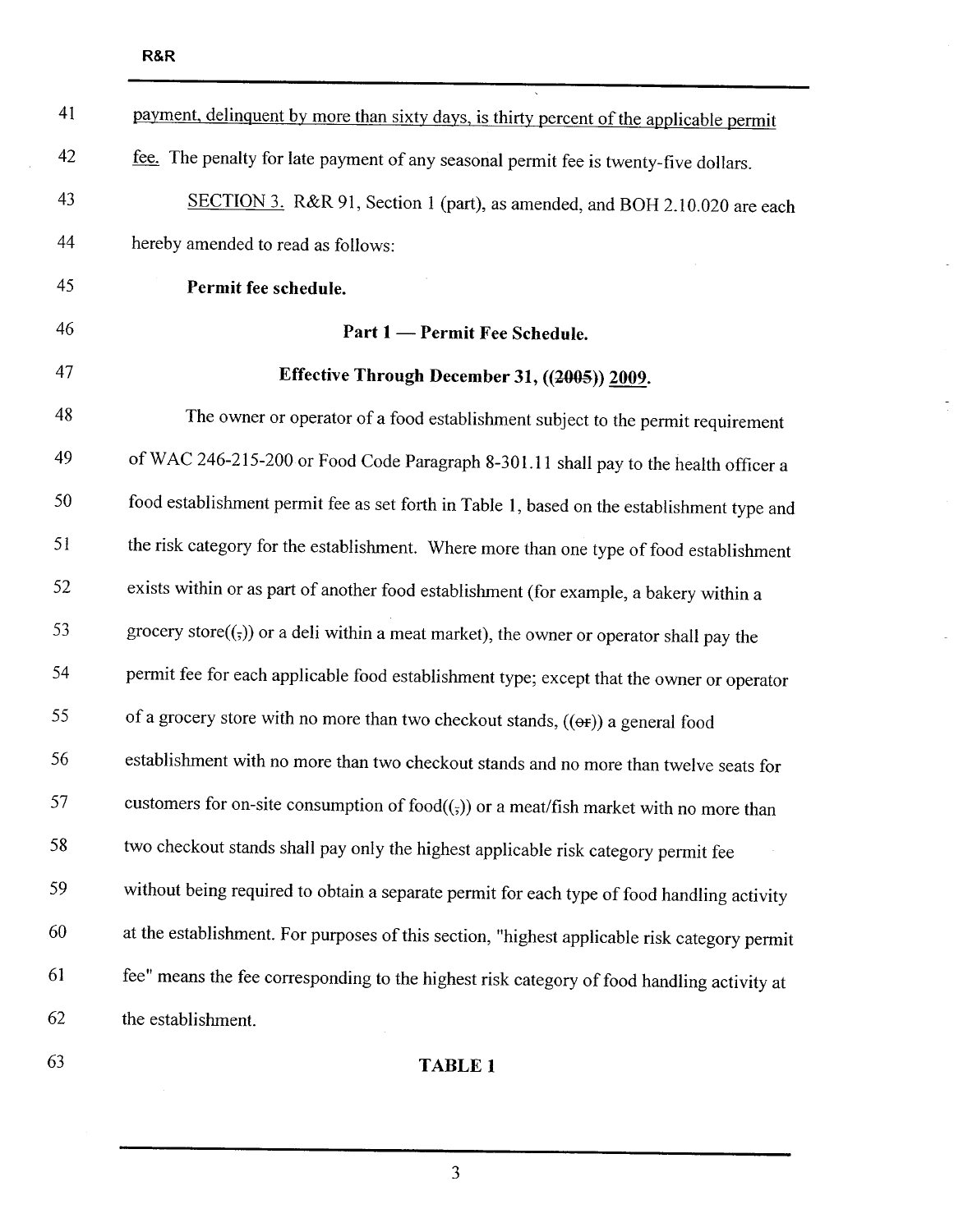payment, delinquent by more than sixty days, is thirty percent of the applicable permit fee. The penalty for late payment of any seasonal permit fee is twenty-five dollars.

SECTION 3. R&R 91, Section 1 (part), as amended, and BOH 2.10.020 are each hereby amended to read as follows:

**Permit fee schedule.**

**Part 1 — Permit Fee Schedule.**

**Effective Through December 31, ((~~2005~~)) 2009.**

The owner or operator of a food establishment subject to the permit requirement of WAC 246-215-200 or Food Code Paragraph 8-301.11 shall pay to the health officer a food establishment permit fee as set forth in Table 1, based on the establishment type and the risk category for the establishment. Where more than one type of food establishment exists within or as part of another food establishment (for example, a bakery within a grocery store((~~,~~)) or a deli within a meat market), the owner or operator shall pay the permit fee for each applicable food establishment type; except that the owner or operator of a grocery store with no more than two checkout stands, ((~~or~~)) a general food establishment with no more than two checkout stands and no more than twelve seats for customers for on-site consumption of food((~~,~~)) or a meat/fish market with no more than two checkout stands shall pay only the highest applicable risk category permit fee without being required to obtain a separate permit for each type of food handling activity at the establishment. For purposes of this section, "highest applicable risk category permit fee" means the fee corresponding to the highest risk category of food handling activity at the establishment.

**TABLE 1**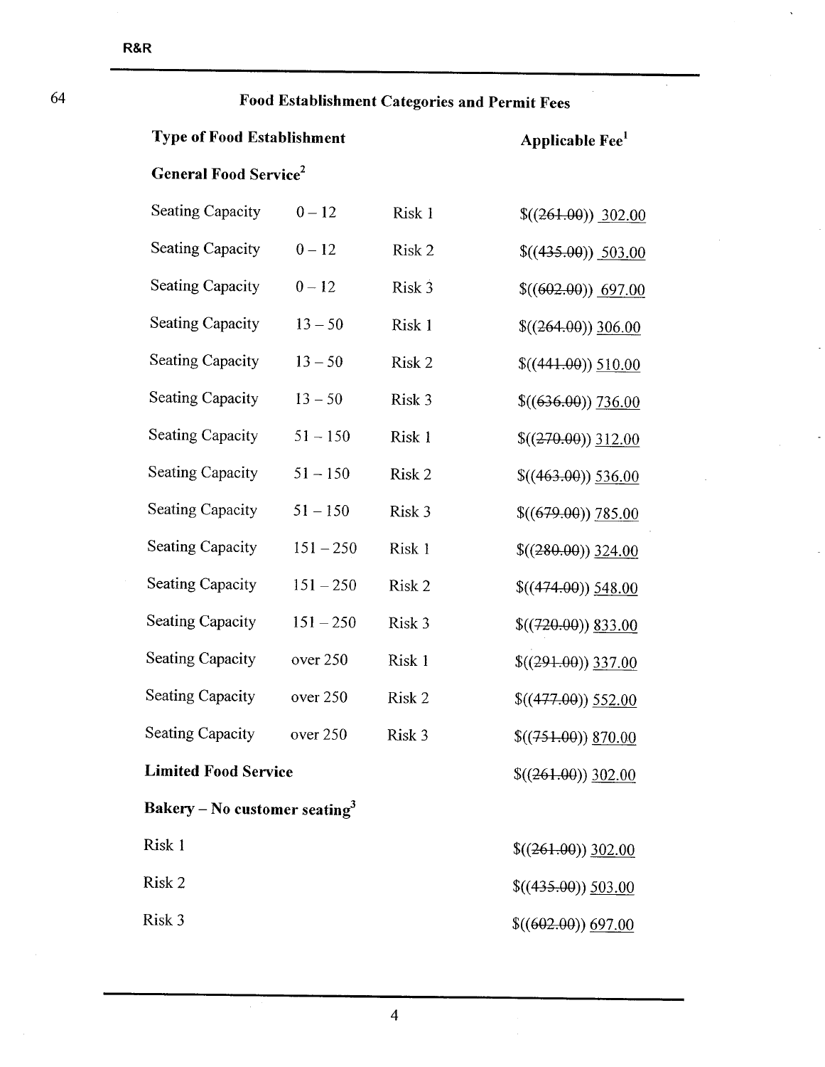## Food Establishment Categories and Permit Fees

| Type of Food Establishment | | | Applicable Fee[1] |
|---|---|---|---|
| **General Food Service[2]** | | | |
| Seating Capacity | 0 – 12 | Risk 1 | $((~~261.00~~)) 302.00 |
| Seating Capacity | 0 – 12 | Risk 2 | $((~~435.00~~)) 503.00 |
| Seating Capacity | 0 – 12 | Risk 3 | $((~~602.00~~)) 697.00 |
| Seating Capacity | 13 – 50 | Risk 1 | $((~~264.00~~)) 306.00 |
| Seating Capacity | 13 – 50 | Risk 2 | $((~~441.00~~)) 510.00 |
| Seating Capacity | 13 – 50 | Risk 3 | $((~~636.00~~)) 736.00 |
| Seating Capacity | 51 – 150 | Risk 1 | $((~~270.00~~)) 312.00 |
| Seating Capacity | 51 – 150 | Risk 2 | $((~~463.00~~)) 536.00 |
| Seating Capacity | 51 – 150 | Risk 3 | $((~~679.00~~)) 785.00 |
| Seating Capacity | 151 – 250 | Risk 1 | $((~~280.00~~)) 324.00 |
| Seating Capacity | 151 – 250 | Risk 2 | $((~~474.00~~)) 548.00 |
| Seating Capacity | 151 – 250 | Risk 3 | $((~~720.00~~)) 833.00 |
| Seating Capacity | over 250 | Risk 1 | $((~~291.00~~)) 337.00 |
| Seating Capacity | over 250 | Risk 2 | $((~~477.00~~)) 552.00 |
| Seating Capacity | over 250 | Risk 3 | $((~~751.00~~)) 870.00 |
| **Limited Food Service** | | | $((~~261.00~~)) 302.00 |
| **Bakery – No customer seating[3]** | | | |
| Risk 1 | | | $((~~261.00~~)) 302.00 |
| Risk 2 | | | $((~~435.00~~)) 503.00 |
| Risk 3 | | | $((~~602.00~~)) 697.00 |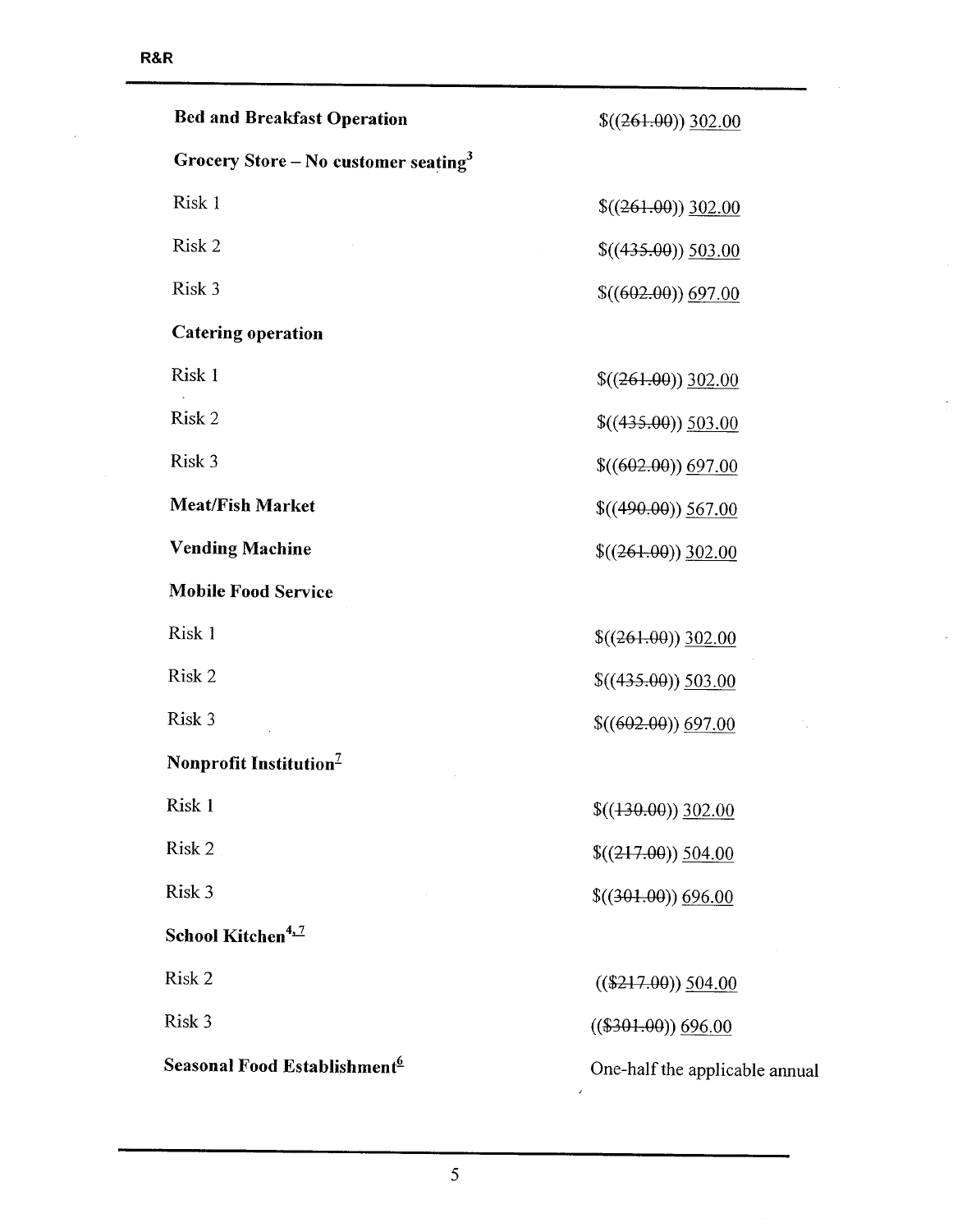| | |
|---|---|
| **Bed and Breakfast Operation** | $((~~261.00~~)) 302.00 |
| **Grocery Store – No customer seating[3]** | |
| Risk 1 | $((~~261.00~~)) 302.00 |
| Risk 2 | $((~~435.00~~)) 503.00 |
| Risk 3 | $((~~602.00~~)) 697.00 |
| **Catering operation** | |
| Risk 1 | $((~~261.00~~)) 302.00 |
| Risk 2 | $((~~435.00~~)) 503.00 |
| Risk 3 | $((~~602.00~~)) 697.00 |
| **Meat/Fish Market** | $((~~490.00~~)) 567.00 |
| **Vending Machine** | $((~~261.00~~)) 302.00 |
| **Mobile Food Service** | |
| Risk 1 | $((~~261.00~~)) 302.00 |
| Risk 2 | $((~~435.00~~)) 503.00 |
| Risk 3 | $((~~602.00~~)) 697.00 |
| **Nonprofit Institution[7]** | |
| Risk 1 | $((~~130.00~~)) 302.00 |
| Risk 2 | $((~~217.00~~)) 504.00 |
| Risk 3 | $((~~301.00~~)) 696.00 |
| **School Kitchen[4,7]** | |
| Risk 2 | ((~~$217.00~~)) 504.00 |
| Risk 3 | ((~~$301.00~~)) 696.00 |
| **Seasonal Food Establishment[6]** | One-half the applicable annual |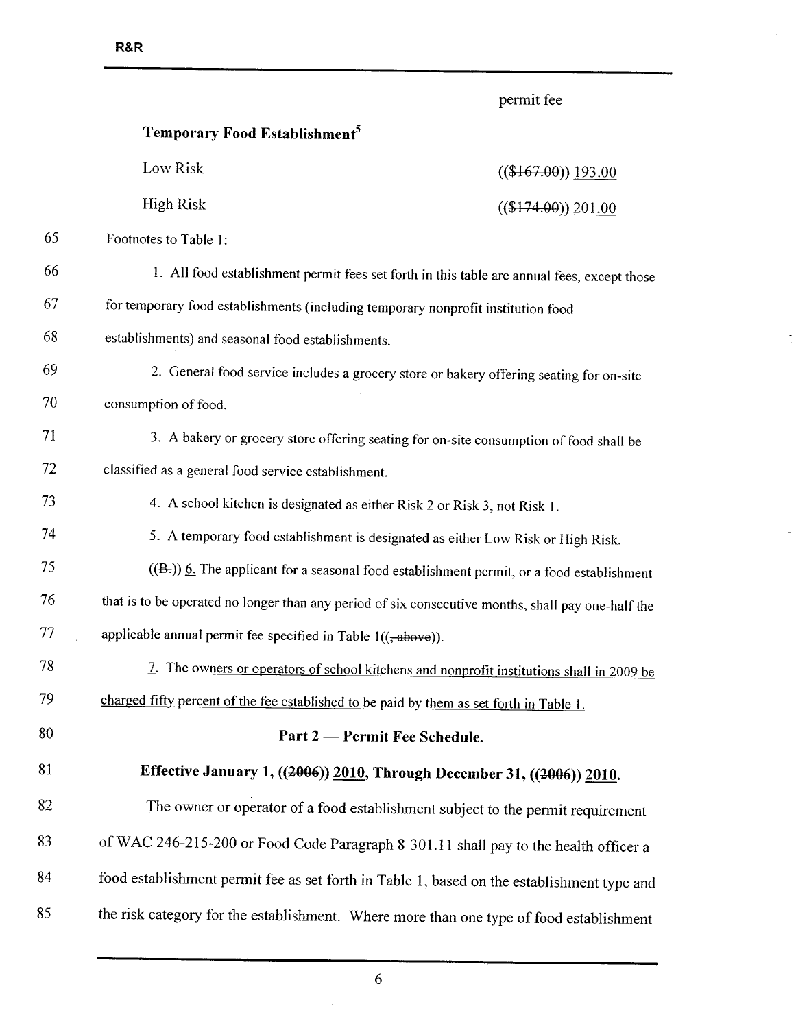| | permit fee |
|---|---|
| **Temporary Food Establishment**[5] | |
| Low Risk | (($167.00)) 193.00 |
| High Risk | (($174.00)) 201.00 |

Footnotes to Table 1:

1. All food establishment permit fees set forth in this table are annual fees, except those for temporary food establishments (including temporary nonprofit institution food establishments) and seasonal food establishments.

2. General food service includes a grocery store or bakery offering seating for on-site consumption of food.

3. A bakery or grocery store offering seating for on-site consumption of food shall be classified as a general food service establishment.

4. A school kitchen is designated as either Risk 2 or Risk 3, not Risk 1.

5. A temporary food establishment is designated as either Low Risk or High Risk.

((~~B.~~)) 6. The applicant for a seasonal food establishment permit, or a food establishment that is to be operated no longer than any period of six consecutive months, shall pay one-half the applicable annual permit fee specified in Table 1((~~, above~~)).

7. The owners or operators of school kitchens and nonprofit institutions shall in 2009 be charged fifty percent of the fee established to be paid by them as set forth in Table 1.

**Part 2 — Permit Fee Schedule.**

**Effective January 1, ((~~2006~~)) 2010, Through December 31, ((~~2006~~)) 2010.**

The owner or operator of a food establishment subject to the permit requirement of WAC 246-215-200 or Food Code Paragraph 8-301.11 shall pay to the health officer a food establishment permit fee as set forth in Table 1, based on the establishment type and the risk category for the establishment. Where more than one type of food establishment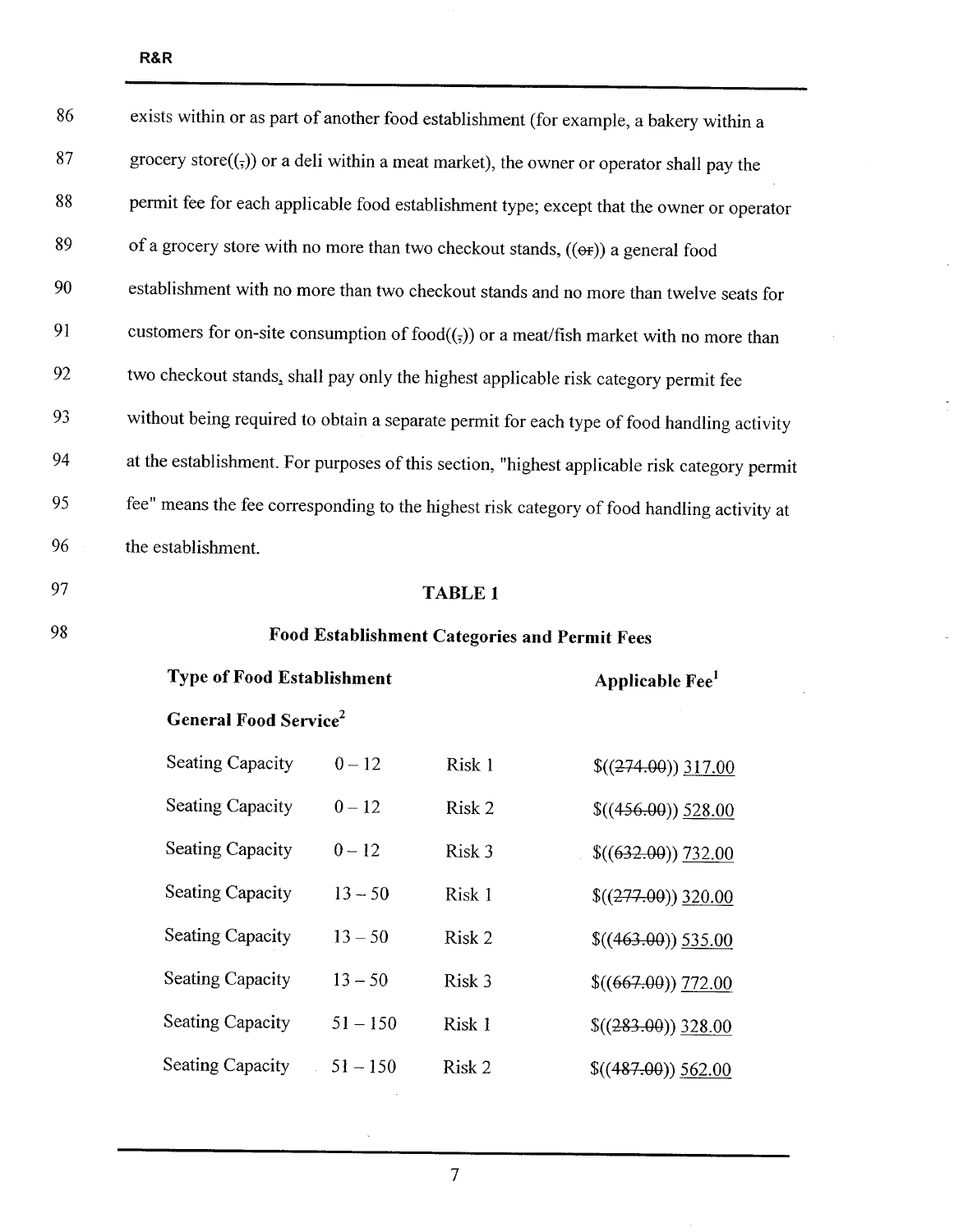exists within or as part of another food establishment (for example, a bakery within a grocery store((,)) or a deli within a meat market), the owner or operator shall pay the permit fee for each applicable food establishment type; except that the owner or operator of a grocery store with no more than two checkout stands, ((~~or~~)) a general food establishment with no more than two checkout stands and no more than twelve seats for customers for on-site consumption of food((,)) or a meat/fish market with no more than two checkout stands, shall pay only the highest applicable risk category permit fee without being required to obtain a separate permit for each type of food handling activity at the establishment. For purposes of this section, "highest applicable risk category permit fee" means the fee corresponding to the highest risk category of food handling activity at the establishment.

**TABLE 1**

**Food Establishment Categories and Permit Fees**

| **Type of Food Establishment** | | | **Applicable Fee[1]** |
|---|---|---|---|
| **General Food Service[2]** | | | |
| Seating Capacity | 0 – 12 | Risk 1 | $((~~274.00~~)) <u>317.00</u> |
| Seating Capacity | 0 – 12 | Risk 2 | $((~~456.00~~)) <u>528.00</u> |
| Seating Capacity | 0 – 12 | Risk 3 | $((~~632.00~~)) <u>732.00</u> |
| Seating Capacity | 13 – 50 | Risk 1 | $((~~277.00~~)) <u>320.00</u> |
| Seating Capacity | 13 – 50 | Risk 2 | $((~~463.00~~)) <u>535.00</u> |
| Seating Capacity | 13 – 50 | Risk 3 | $((~~667.00~~)) <u>772.00</u> |
| Seating Capacity | 51 – 150 | Risk 1 | $((~~283.00~~)) <u>328.00</u> |
| Seating Capacity | 51 – 150 | Risk 2 | $((~~487.00~~)) <u>562.00</u> |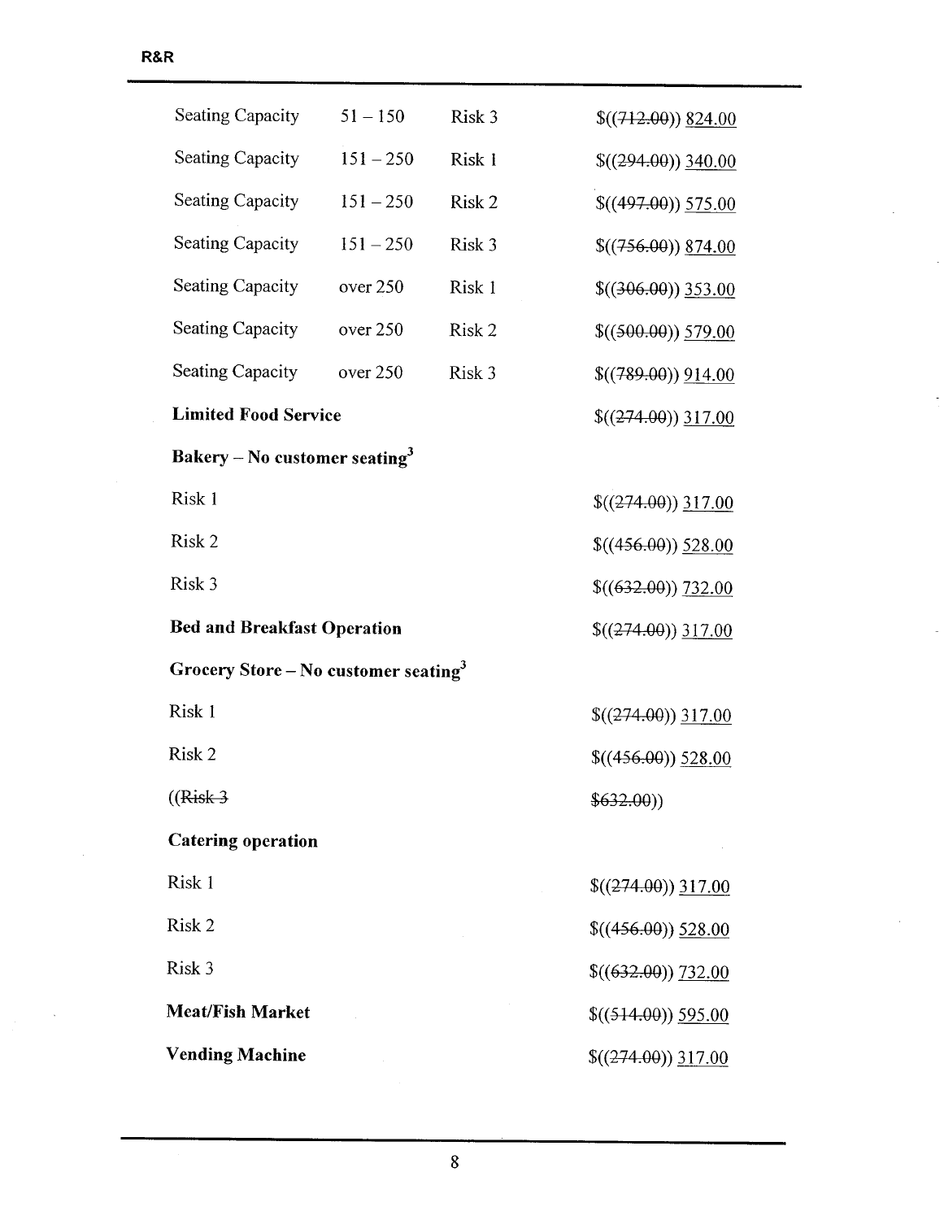| | | | |
|---|---|---|---|
| Seating Capacity | 51 – 150 | Risk 3 | $((~~712.00~~)) <u>824.00</u> |
| Seating Capacity | 151 – 250 | Risk 1 | $((~~294.00~~)) <u>340.00</u> |
| Seating Capacity | 151 – 250 | Risk 2 | $((~~497.00~~)) <u>575.00</u> |
| Seating Capacity | 151 – 250 | Risk 3 | $((~~756.00~~)) <u>874.00</u> |
| Seating Capacity | over 250 | Risk 1 | $((~~306.00~~)) <u>353.00</u> |
| Seating Capacity | over 250 | Risk 2 | $((~~500.00~~)) <u>579.00</u> |
| Seating Capacity | over 250 | Risk 3 | $((~~789.00~~)) <u>914.00</u> |

| | |
|---|---|
| **Limited Food Service** | $((~~274.00~~)) <u>317.00</u> |
| **Bakery – No customer seating**[3] | |
| Risk 1 | $((~~274.00~~)) <u>317.00</u> |
| Risk 2 | $((~~456.00~~)) <u>528.00</u> |
| Risk 3 | $((~~632.00~~)) <u>732.00</u> |
| **Bed and Breakfast Operation** | $((~~274.00~~)) <u>317.00</u> |
| **Grocery Store – No customer seating**[3] | |
| Risk 1 | $((~~274.00~~)) <u>317.00</u> |
| Risk 2 | $((~~456.00~~)) <u>528.00</u> |
| ((~~Risk 3~~ | ~~$632.00~~)) |
| **Catering operation** | |
| Risk 1 | $((~~274.00~~)) <u>317.00</u> |
| Risk 2 | $((~~456.00~~)) <u>528.00</u> |
| Risk 3 | $((~~632.00~~)) <u>732.00</u> |
| **Meat/Fish Market** | $((~~514.00~~)) <u>595.00</u> |
| **Vending Machine** | $((~~274.00~~)) <u>317.00</u> |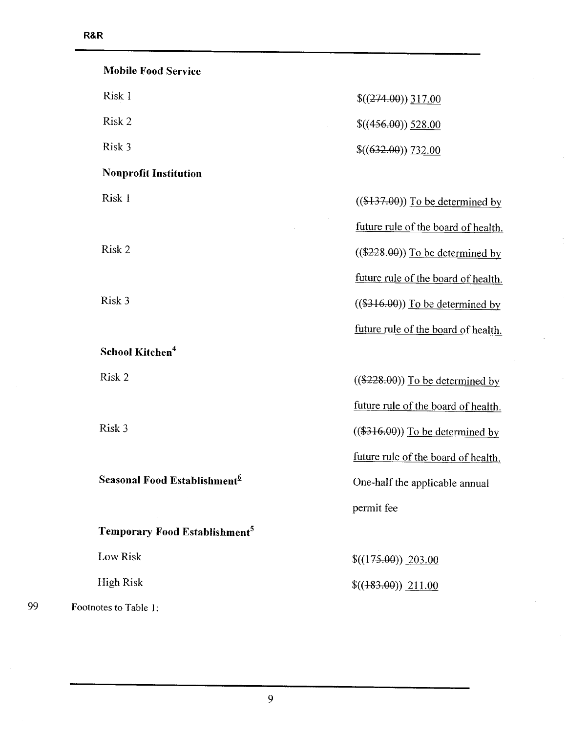| | |
|---|---|
| **Mobile Food Service** | |
| Risk 1 | $((~~274.00~~)) <u>317.00</u> |
| Risk 2 | $((~~456.00~~)) <u>528.00</u> |
| Risk 3 | $((~~632.00~~)) <u>732.00</u> |
| **Nonprofit Institution** | |
| Risk 1 | ((~~$137.00~~)) <u>To be determined by future rule of the board of health.</u> |
| Risk 2 | ((~~$228.00~~)) <u>To be determined by future rule of the board of health.</u> |
| Risk 3 | ((~~$316.00~~)) <u>To be determined by future rule of the board of health.</u> |
| **School Kitchen**[4] | |
| Risk 2 | ((~~$228.00~~)) <u>To be determined by future rule of the board of health.</u> |
| Risk 3 | ((~~$316.00~~)) <u>To be determined by future rule of the board of health.</u> |
| **Seasonal Food Establishment**[<u>6</u>] | One-half the applicable annual permit fee |
| **Temporary Food Establishment**[5] | |
| Low Risk | $((~~175.00~~)) <u>203.00</u> |
| High Risk | $((~~183.00~~)) <u>211.00</u> |

99 Footnotes to Table 1: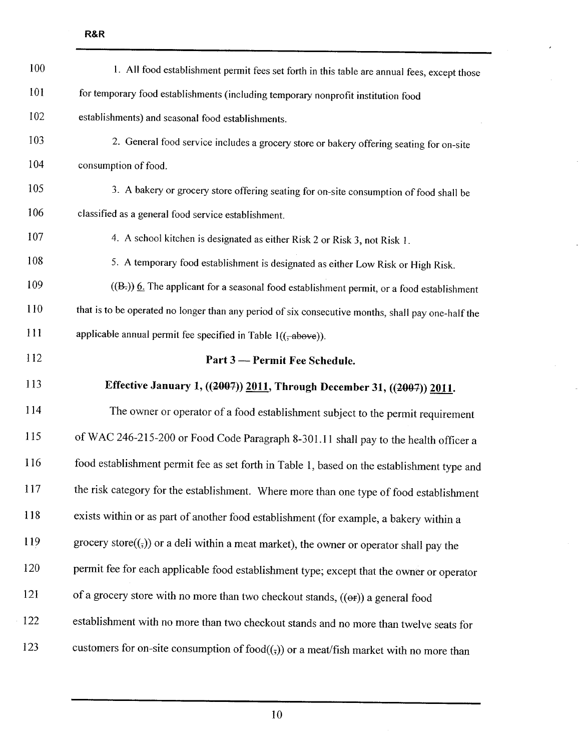1. All food establishment permit fees set forth in this table are annual fees, except those for temporary food establishments (including temporary nonprofit institution food establishments) and seasonal food establishments.

2. General food service includes a grocery store or bakery offering seating for on-site consumption of food.

3. A bakery or grocery store offering seating for on-site consumption of food shall be classified as a general food service establishment.

4. A school kitchen is designated as either Risk 2 or Risk 3, not Risk 1.

5. A temporary food establishment is designated as either Low Risk or High Risk.

((~~B.~~)) <u>6.</u> The applicant for a seasonal food establishment permit, or a food establishment that is to be operated no longer than any period of six consecutive months, shall pay one-half the applicable annual permit fee specified in Table 1((~~, above~~)).

**Part 3 — Permit Fee Schedule.**

**Effective January 1, ((~~2007~~)) <u>2011</u>, Through December 31, ((~~2007~~)) <u>2011</u>.**

The owner or operator of a food establishment subject to the permit requirement of WAC 246-215-200 or Food Code Paragraph 8-301.11 shall pay to the health officer a food establishment permit fee as set forth in Table 1, based on the establishment type and the risk category for the establishment. Where more than one type of food establishment exists within or as part of another food establishment (for example, a bakery within a grocery store((~~,~~)) or a deli within a meat market), the owner or operator shall pay the permit fee for each applicable food establishment type; except that the owner or operator of a grocery store with no more than two checkout stands, ((~~or~~)) a general food establishment with no more than two checkout stands and no more than twelve seats for customers for on-site consumption of food((~~,~~)) or a meat/fish market with no more than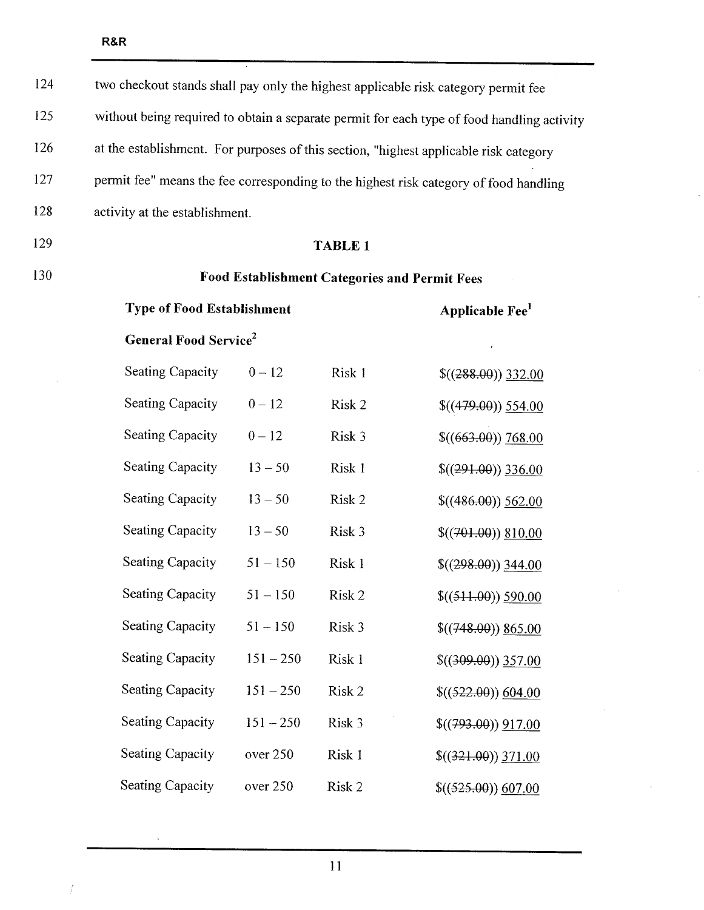two checkout stands shall pay only the highest applicable risk category permit fee without being required to obtain a separate permit for each type of food handling activity at the establishment. For purposes of this section, "highest applicable risk category permit fee" means the fee corresponding to the highest risk category of food handling activity at the establishment.

**TABLE 1**

**Food Establishment Categories and Permit Fees**

| Type of Food Establishment | | | Applicable Fee[1] |
|---|---|---|---|
| **General Food Service[2]** | | | |
| Seating Capacity | 0 – 12 | Risk 1 | $((~~288.00~~)) 332.00 |
| Seating Capacity | 0 – 12 | Risk 2 | $((~~479.00~~)) 554.00 |
| Seating Capacity | 0 – 12 | Risk 3 | $((~~663.00~~)) 768.00 |
| Seating Capacity | 13 – 50 | Risk 1 | $((~~291.00~~)) 336.00 |
| Seating Capacity | 13 – 50 | Risk 2 | $((~~486.00~~)) 562.00 |
| Seating Capacity | 13 – 50 | Risk 3 | $((~~701.00~~)) 810.00 |
| Seating Capacity | 51 – 150 | Risk 1 | $((~~298.00~~)) 344.00 |
| Seating Capacity | 51 – 150 | Risk 2 | $((~~511.00~~)) 590.00 |
| Seating Capacity | 51 – 150 | Risk 3 | $((~~748.00~~)) 865.00 |
| Seating Capacity | 151 – 250 | Risk 1 | $((~~309.00~~)) 357.00 |
| Seating Capacity | 151 – 250 | Risk 2 | $((~~522.00~~)) 604.00 |
| Seating Capacity | 151 – 250 | Risk 3 | $((~~793.00~~)) 917.00 |
| Seating Capacity | over 250 | Risk 1 | $((~~321.00~~)) 371.00 |
| Seating Capacity | over 250 | Risk 2 | $((~~525.00~~)) 607.00 |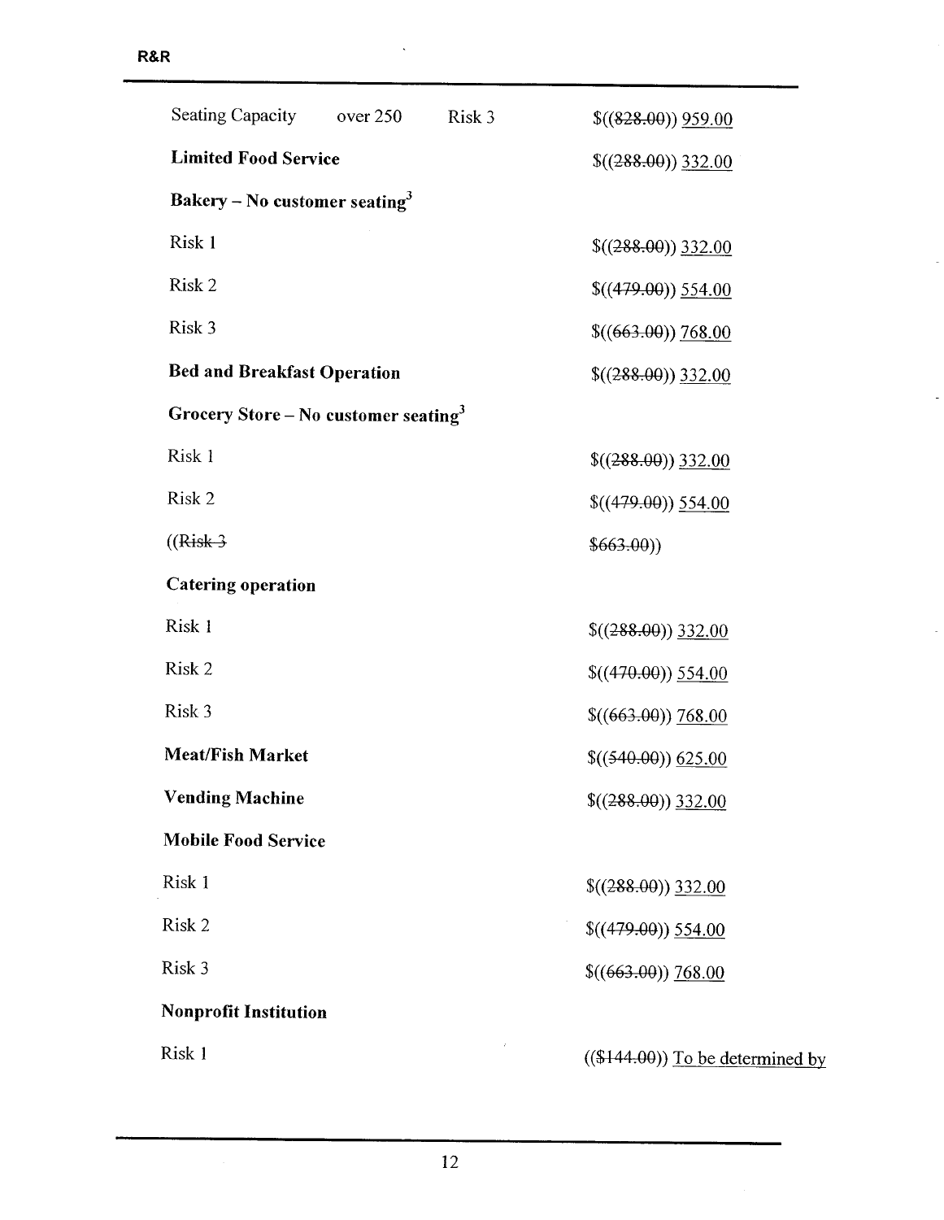| | | | |
|---|---|---|---|
| Seating Capacity | over 250 | Risk 3 | $((~~828.00~~)) <u>959.00</u> |
| **Limited Food Service** | | | $((~~288.00~~)) <u>332.00</u> |
| **Bakery – No customer seating**[3] | | | |
| Risk 1 | | | $((~~288.00~~)) <u>332.00</u> |
| Risk 2 | | | $((~~479.00~~)) <u>554.00</u> |
| Risk 3 | | | $((~~663.00~~)) <u>768.00</u> |
| **Bed and Breakfast Operation** | | | $((~~288.00~~)) <u>332.00</u> |
| **Grocery Store – No customer seating**[3] | | | |
| Risk 1 | | | $((~~288.00~~)) <u>332.00</u> |
| Risk 2 | | | $((~~479.00~~)) <u>554.00</u> |
| ((~~Risk 3~~ | | | ~~$663.00~~)) |
| **Catering operation** | | | |
| Risk 1 | | | $((~~288.00~~)) <u>332.00</u> |
| Risk 2 | | | $((~~470.00~~)) <u>554.00</u> |
| Risk 3 | | | $((~~663.00~~)) <u>768.00</u> |
| **Meat/Fish Market** | | | $((~~540.00~~)) <u>625.00</u> |
| **Vending Machine** | | | $((~~288.00~~)) <u>332.00</u> |
| **Mobile Food Service** | | | |
| Risk 1 | | | $((~~288.00~~)) <u>332.00</u> |
| Risk 2 | | | $((~~479.00~~)) <u>554.00</u> |
| Risk 3 | | | $((~~663.00~~)) <u>768.00</u> |
| **Nonprofit Institution** | | | |
| Risk 1 | | | ((~~$144.00~~)) <u>To be determined by</u> |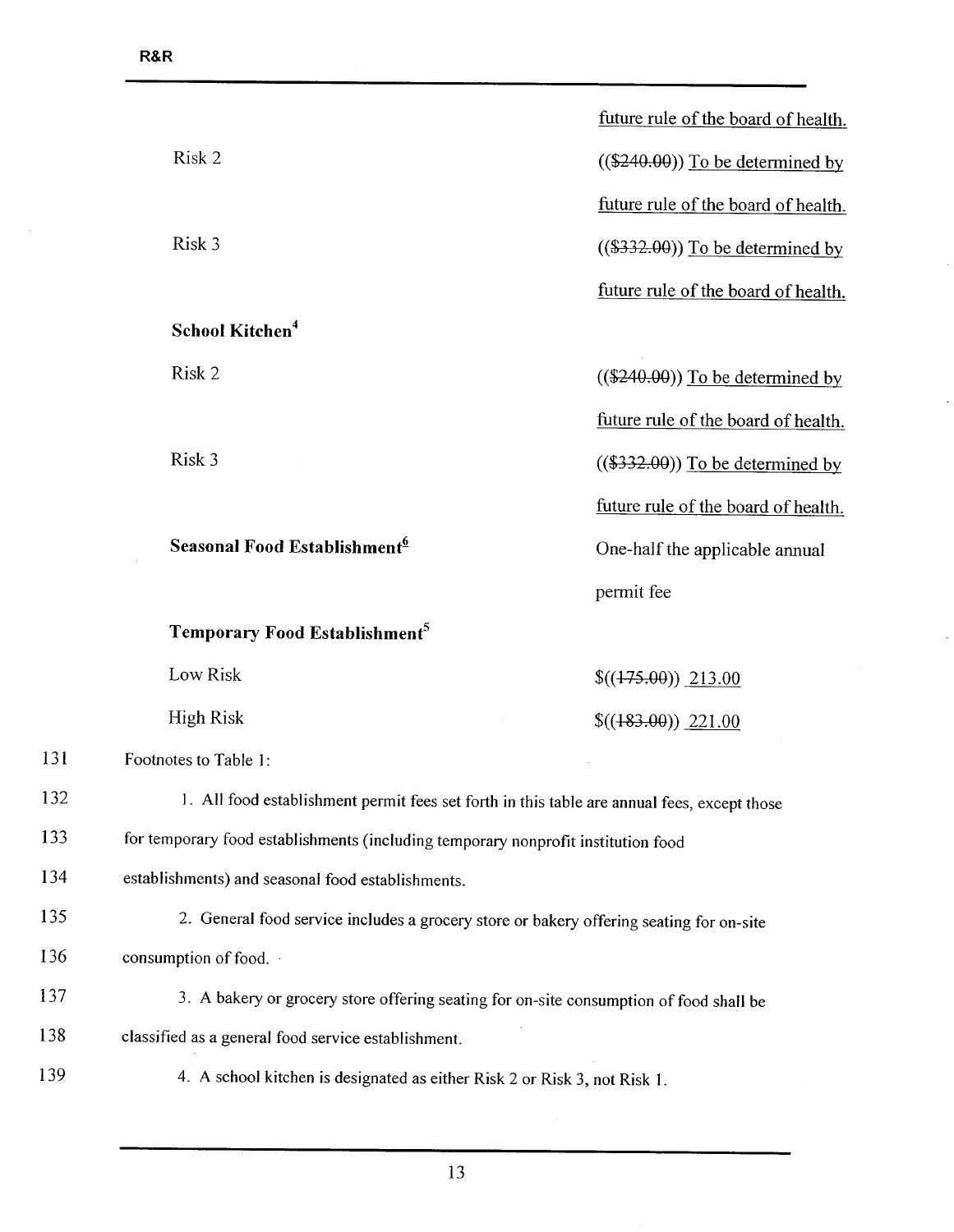| | |
|---|---|
| | future rule of the board of health. |
| Risk 2 | (($240.00)) To be determined by future rule of the board of health. |
| Risk 3 | (($332.00)) To be determined by future rule of the board of health. |
| **School Kitchen**[4] | |
| Risk 2 | (($240.00)) To be determined by future rule of the board of health. |
| Risk 3 | (($332.00)) To be determined by future rule of the board of health. |
| **Seasonal Food Establishment**[6] | One-half the applicable annual permit fee |
| **Temporary Food Establishment**[5] | |
| Low Risk | $((175.00)) 213.00 |
| High Risk | $((183.00)) 221.00 |

131 Footnotes to Table 1:

132 1. All food establishment permit fees set forth in this table are annual fees, except those
133 for temporary food establishments (including temporary nonprofit institution food
134 establishments) and seasonal food establishments.

135 2. General food service includes a grocery store or bakery offering seating for on-site
136 consumption of food.

137 3. A bakery or grocery store offering seating for on-site consumption of food shall be
138 classified as a general food service establishment.

139 4. A school kitchen is designated as either Risk 2 or Risk 3, not Risk 1.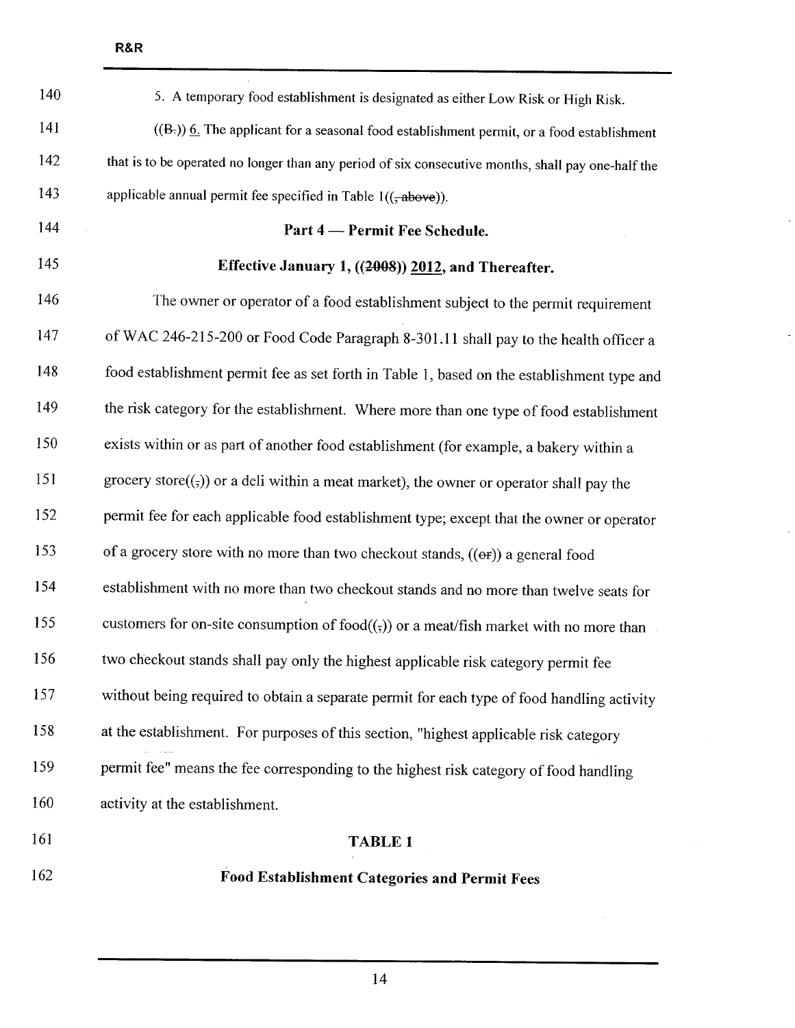5. A temporary food establishment is designated as either Low Risk or High Risk.

((B.)) 6. The applicant for a seasonal food establishment permit, or a food establishment that is to be operated no longer than any period of six consecutive months, shall pay one-half the applicable annual permit fee specified in Table 1((, above)).

**Part 4 — Permit Fee Schedule.**

**Effective January 1, ((2008)) 2012, and Thereafter.**

The owner or operator of a food establishment subject to the permit requirement of WAC 246-215-200 or Food Code Paragraph 8-301.11 shall pay to the health officer a food establishment permit fee as set forth in Table 1, based on the establishment type and the risk category for the establishment. Where more than one type of food establishment exists within or as part of another food establishment (for example, a bakery within a grocery store((,)) or a deli within a meat market), the owner or operator shall pay the permit fee for each applicable food establishment type; except that the owner or operator of a grocery store with no more than two checkout stands, ((or)) a general food establishment with no more than two checkout stands and no more than twelve seats for customers for on-site consumption of food((,)) or a meat/fish market with no more than two checkout stands shall pay only the highest applicable risk category permit fee without being required to obtain a separate permit for each type of food handling activity at the establishment. For purposes of this section, "highest applicable risk category permit fee" means the fee corresponding to the highest risk category of food handling activity at the establishment.

**TABLE 1**

**Food Establishment Categories and Permit Fees**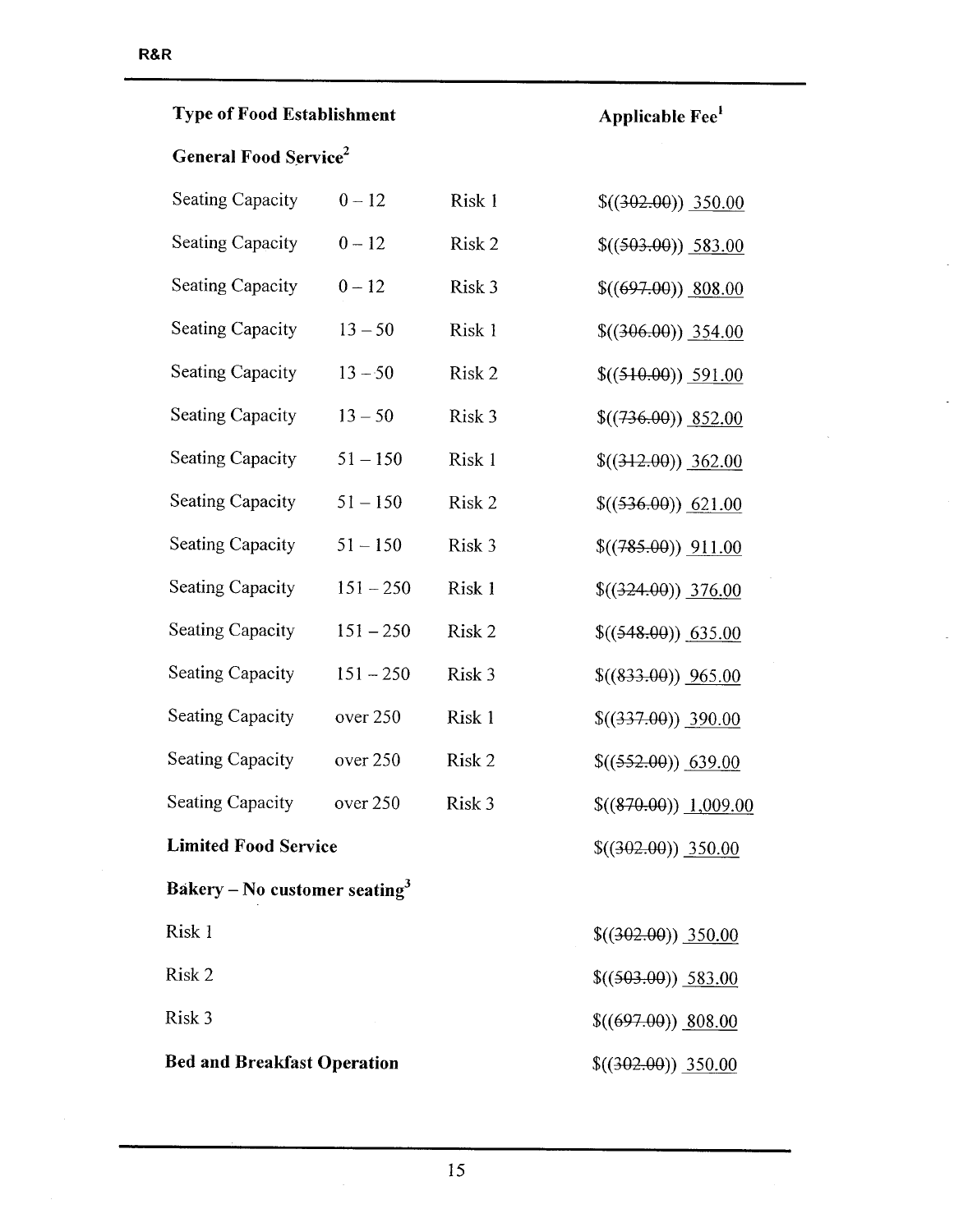| Type of Food Establishment | | | Applicable Fee[1] |
|---|---|---|---|
| **General Food Service[2]** | | | |
| Seating Capacity | 0 – 12 | Risk 1 | $((~~302.00~~)) 350.00 |
| Seating Capacity | 0 – 12 | Risk 2 | $((~~503.00~~)) 583.00 |
| Seating Capacity | 0 – 12 | Risk 3 | $((~~697.00~~)) 808.00 |
| Seating Capacity | 13 – 50 | Risk 1 | $((~~306.00~~)) 354.00 |
| Seating Capacity | 13 – 50 | Risk 2 | $((~~510.00~~)) 591.00 |
| Seating Capacity | 13 – 50 | Risk 3 | $((~~736.00~~)) 852.00 |
| Seating Capacity | 51 – 150 | Risk 1 | $((~~312.00~~)) 362.00 |
| Seating Capacity | 51 – 150 | Risk 2 | $((~~536.00~~)) 621.00 |
| Seating Capacity | 51 – 150 | Risk 3 | $((~~785.00~~)) 911.00 |
| Seating Capacity | 151 – 250 | Risk 1 | $((~~324.00~~)) 376.00 |
| Seating Capacity | 151 – 250 | Risk 2 | $((~~548.00~~)) 635.00 |
| Seating Capacity | 151 – 250 | Risk 3 | $((~~833.00~~)) 965.00 |
| Seating Capacity | over 250 | Risk 1 | $((~~337.00~~)) 390.00 |
| Seating Capacity | over 250 | Risk 2 | $((~~552.00~~)) 639.00 |
| Seating Capacity | over 250 | Risk 3 | $((~~870.00~~)) 1,009.00 |
| **Limited Food Service** | | | $((~~302.00~~)) 350.00 |
| **Bakery – No customer seating[3]** | | | |
| Risk 1 | | | $((~~302.00~~)) 350.00 |
| Risk 2 | | | $((~~503.00~~)) 583.00 |
| Risk 3 | | | $((~~697.00~~)) 808.00 |
| **Bed and Breakfast Operation** | | | $((~~302.00~~)) 350.00 |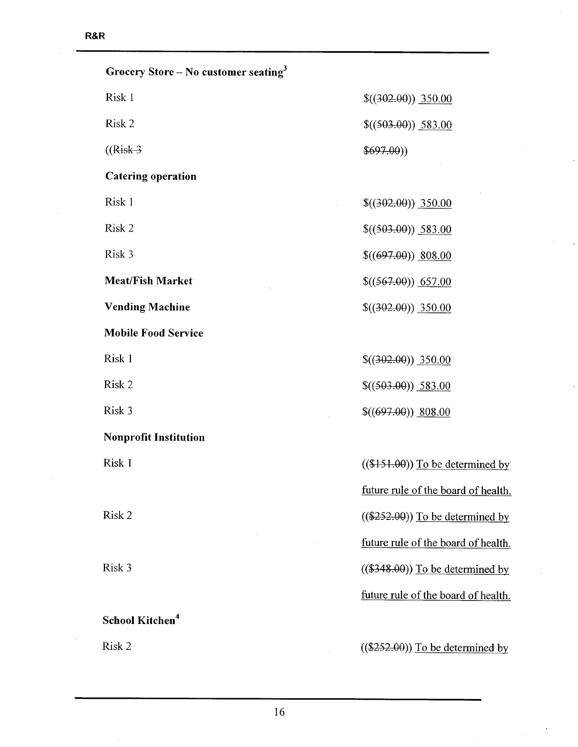**Grocery Store – No customer seating**[3]

| | |
|---|---|
| Risk 1 | $((~~302.00~~)) 350.00 |
| Risk 2 | $((~~503.00~~)) 583.00 |
| ((~~Risk 3~~ | ~~$697.00~~)) |
| **Catering operation** | |
| Risk 1 | $((~~302.00~~)) 350.00 |
| Risk 2 | $((~~503.00~~)) 583.00 |
| Risk 3 | $((~~697.00~~)) 808.00 |
| **Meat/Fish Market** | $((~~567.00~~)) 657.00 |
| **Vending Machine** | $((~~302.00~~)) 350.00 |
| **Mobile Food Service** | |
| Risk 1 | $((~~302.00~~)) 350.00 |
| Risk 2 | $((~~503.00~~)) 583.00 |
| Risk 3 | $((~~697.00~~)) 808.00 |
| **Nonprofit Institution** | |
| Risk 1 | ((~~$151.00~~)) To be determined by future rule of the board of health. |
| Risk 2 | ((~~$252.00~~)) To be determined by future rule of the board of health. |
| Risk 3 | ((~~$348.00~~)) To be determined by future rule of the board of health. |
| **School Kitchen**[4] | |
| Risk 2 | ((~~$252.00~~)) To be determined by |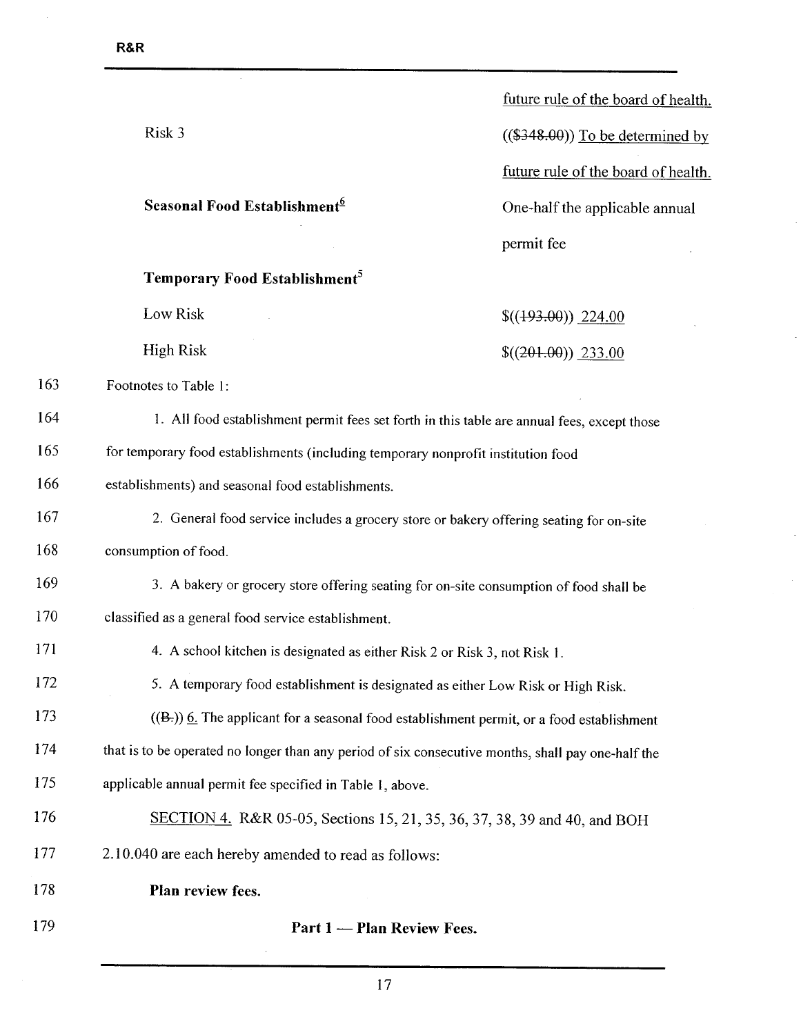| | |
|---|---|
| | future rule of the board of health. |
| Risk 3 | ((~~$348.00~~)) To be determined by future rule of the board of health. |
| **Seasonal Food Establishment**[6] | One-half the applicable annual permit fee |
| **Temporary Food Establishment**[5] | |
| Low Risk | $((~~193.00~~)) 224.00 |
| High Risk | $((~~201.00~~)) 233.00 |

163 Footnotes to Table 1:

164 1. All food establishment permit fees set forth in this table are annual fees, except those
165 for temporary food establishments (including temporary nonprofit institution food
166 establishments) and seasonal food establishments.

167 2. General food service includes a grocery store or bakery offering seating for on-site
168 consumption of food.

169 3. A bakery or grocery store offering seating for on-site consumption of food shall be
170 classified as a general food service establishment.

171 4. A school kitchen is designated as either Risk 2 or Risk 3, not Risk 1.

172 5. A temporary food establishment is designated as either Low Risk or High Risk.

173 ((~~B.~~)) 6. The applicant for a seasonal food establishment permit, or a food establishment
174 that is to be operated no longer than any period of six consecutive months, shall pay one-half the
175 applicable annual permit fee specified in Table 1, above.

176 SECTION 4. R&R 05-05, Sections 15, 21, 35, 36, 37, 38, 39 and 40, and BOH
177 2.10.040 are each hereby amended to read as follows:

178 **Plan review fees.**

179 **Part 1 — Plan Review Fees.**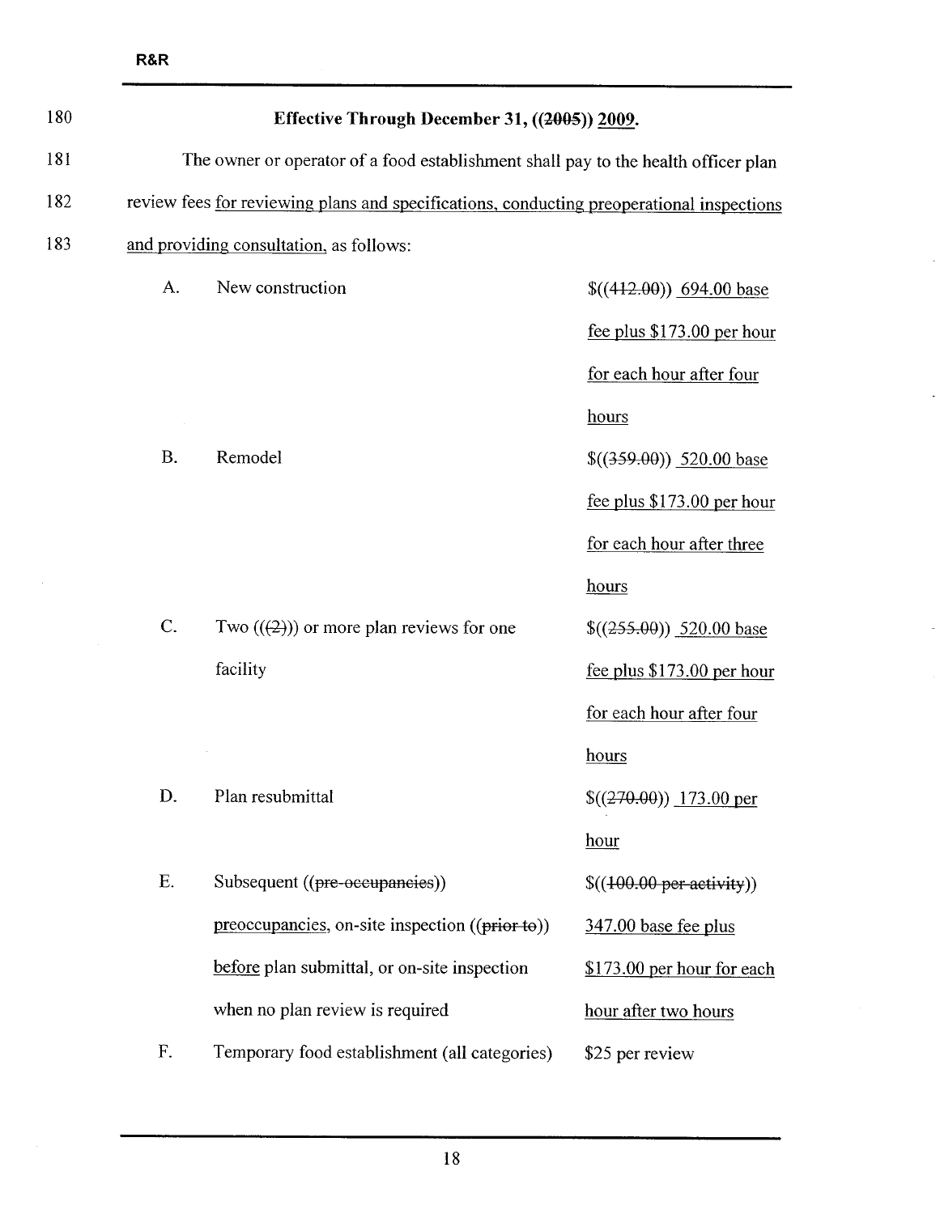**Effective Through December 31, ((~~2005~~)) <u>2009</u>.**

The owner or operator of a food establishment shall pay to the health officer plan review fees <u>for reviewing plans and specifications, conducting preoperational inspections and providing consultation,</u> as follows:

| | | |
|---|---|---|
| A. | New construction | $((~~412.00~~)) <u>694.00 base fee plus $173.00 per hour for each hour after four hours</u> |
| B. | Remodel | $((~~359.00~~)) <u>520.00 base fee plus $173.00 per hour for each hour after three hours</u> |
| C. | Two ((~~(2)~~)) or more plan reviews for one facility | $((~~255.00~~)) <u>520.00 base fee plus $173.00 per hour for each hour after four hours</u> |
| D. | Plan resubmittal | $((~~270.00~~)) <u>173.00 per hour</u> |
| E. | Subsequent ((~~pre-occupancies~~)) <u>preoccupancies</u>, on-site inspection ((~~prior to~~)) <u>before</u> plan submittal, or on-site inspection when no plan review is required | $((~~100.00 per activity~~)) <u>347.00 base fee plus $173.00 per hour for each hour after two hours</u> |
| F. | Temporary food establishment (all categories) | $25 per review |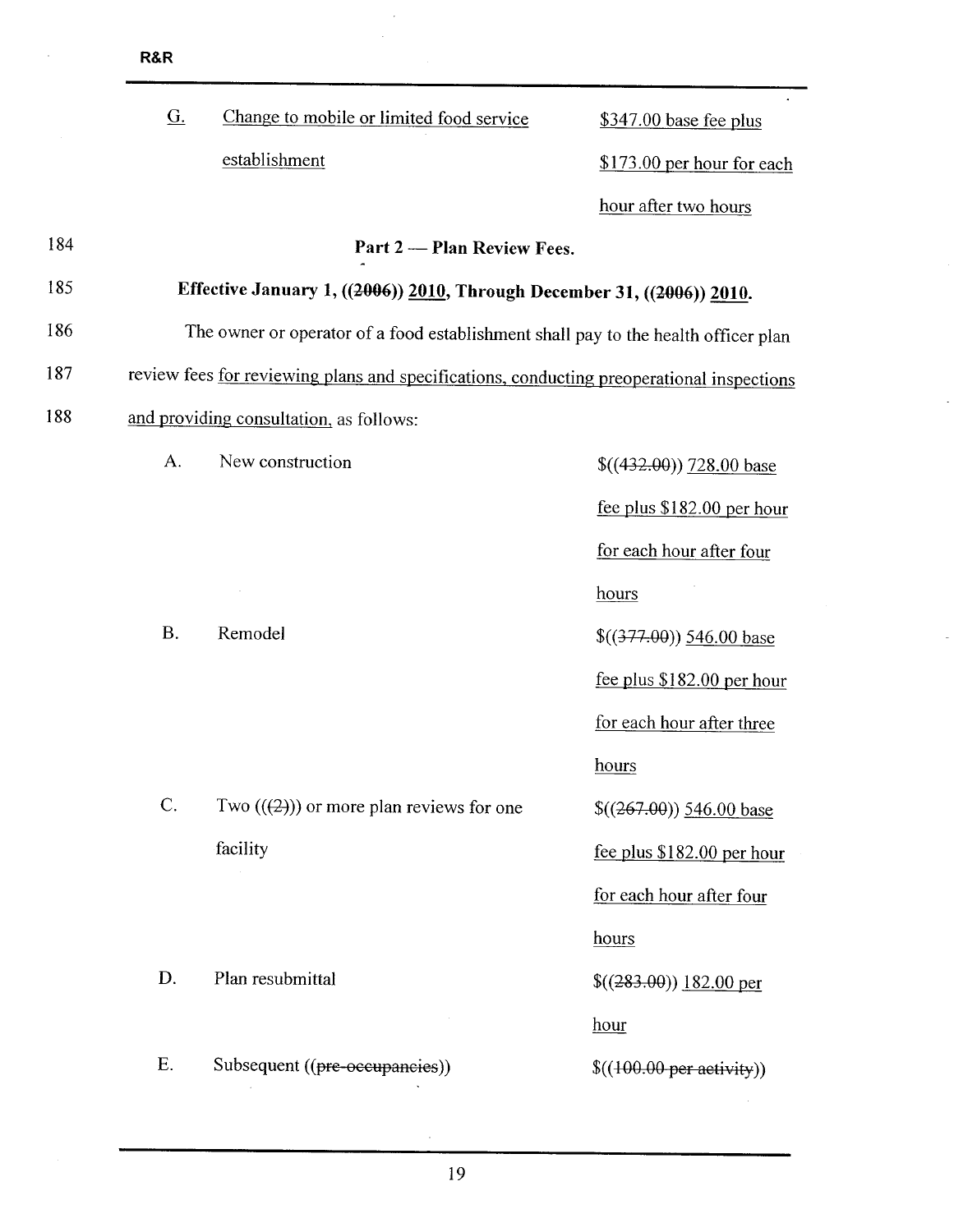| | | |
|---|---|---|
| G. | Change to mobile or limited food service establishment | $347.00 base fee plus $173.00 per hour for each hour after two hours |

184 **Part 2 — Plan Review Fees.**

185 **Effective January 1, ((~~2006~~)) 2010, Through December 31, ((~~2006~~)) 2010.**

186 The owner or operator of a food establishment shall pay to the health officer plan

187 review fees for reviewing plans and specifications, conducting preoperational inspections

188 and providing consultation, as follows:

| | | |
|---|---|---|
| A. | New construction | $((~~432.00~~)) 728.00 base fee plus $182.00 per hour for each hour after four hours |
| B. | Remodel | $((~~377.00~~)) 546.00 base fee plus $182.00 per hour for each hour after three hours |
| C. | Two ((~~(2)~~)) or more plan reviews for one facility | $((~~267.00~~)) 546.00 base fee plus $182.00 per hour for each hour after four hours |
| D. | Plan resubmittal | $((~~283.00~~)) 182.00 per hour |
| E. | Subsequent ((~~pre-occupancies~~)) | $((~~100.00 per activity~~)) |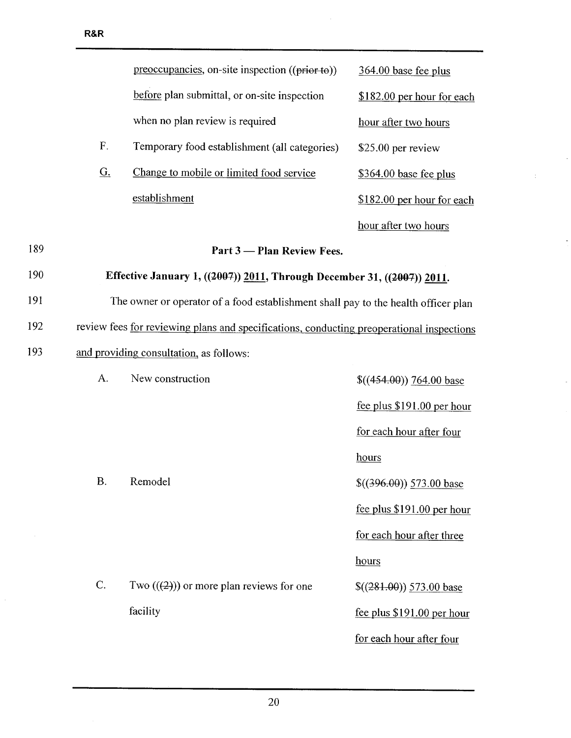| | | |
|---|---|---|
| | preoccupancies, on-site inspection ((~~prior to~~)) before plan submittal, or on-site inspection when no plan review is required | 364.00 base fee plus $182.00 per hour for each hour after two hours |
| F. | Temporary food establishment (all categories) | $25.00 per review |
| G. | Change to mobile or limited food service establishment | $364.00 base fee plus $182.00 per hour for each hour after two hours |

189 **Part 3 — Plan Review Fees.**

190 **Effective January 1, ((~~2007~~)) 2011, Through December 31, ((~~2007~~)) 2011.**

191 The owner or operator of a food establishment shall pay to the health officer plan
192 review fees for reviewing plans and specifications, conducting preoperational inspections
193 and providing consultation, as follows:

| | | |
|---|---|---|
| A. | New construction | $((~~454.00~~)) 764.00 base fee plus $191.00 per hour for each hour after four hours |
| B. | Remodel | $((~~396.00~~)) 573.00 base fee plus $191.00 per hour for each hour after three hours |
| C. | Two ((~~(2)~~)) or more plan reviews for one facility | $((~~281.00~~)) 573.00 base fee plus $191.00 per hour for each hour after four |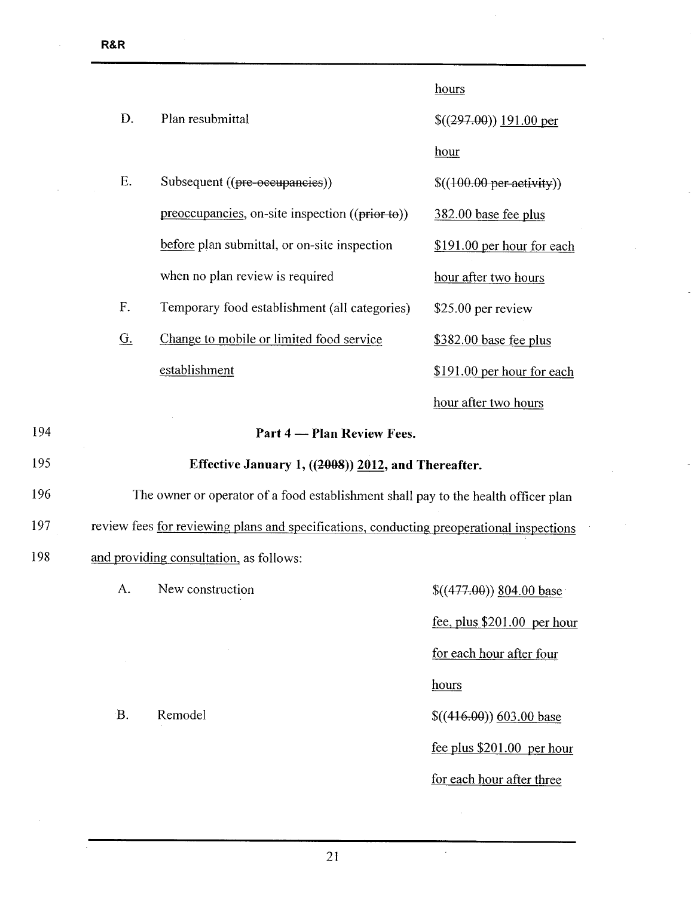| | | |
|---|---|---|
| | | hours |
| D. | Plan resubmittal | $((~~297.00~~)) 191.00 per hour |
| E. | Subsequent ((~~pre-occupancies~~)) preoccupancies, on-site inspection ((~~prior to~~)) before plan submittal, or on-site inspection when no plan review is required | $((~~100.00 per activity~~)) 382.00 base fee plus $191.00 per hour for each hour after two hours |
| F. | Temporary food establishment (all categories) | $25.00 per review |
| G. | Change to mobile or limited food service establishment | $382.00 base fee plus $191.00 per hour for each hour after two hours |

194 **Part 4 — Plan Review Fees.**

195 **Effective January 1, ((~~2008~~)) 2012, and Thereafter.**

196 The owner or operator of a food establishment shall pay to the health officer plan

197 review fees for reviewing plans and specifications, conducting preoperational inspections

198 and providing consultation, as follows:

| | | |
|---|---|---|
| A. | New construction | $((~~477.00~~)) 804.00 base fee, plus $201.00 per hour for each hour after four hours |
| B. | Remodel | $((~~416.00~~)) 603.00 base fee plus $201.00 per hour for each hour after three |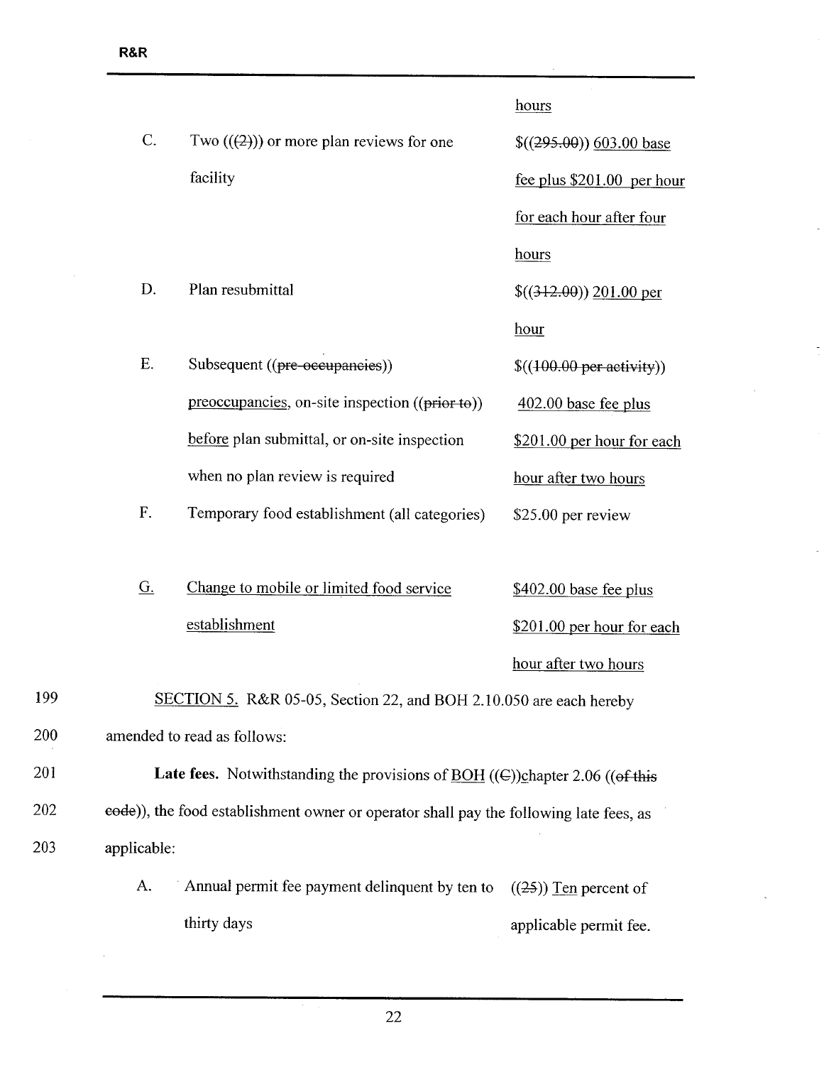| | | |
|---|---|---|
| | | hours |
| C. | Two ((~~(2)~~)) or more plan reviews for one facility | $((~~295.00~~)) 603.00 base fee plus $201.00 per hour for each hour after four hours |
| D. | Plan resubmittal | $((~~312.00~~)) 201.00 per hour |
| E. | Subsequent ((~~pre-occupancies~~)) preoccupancies, on-site inspection ((~~prior to~~)) before plan submittal, or on-site inspection when no plan review is required | $((~~100.00 per activity~~)) 402.00 base fee plus $201.00 per hour for each hour after two hours |
| F. | Temporary food establishment (all categories) | $25.00 per review |
| G. | Change to mobile or limited food service establishment | $402.00 base fee plus $201.00 per hour for each hour after two hours |

199 SECTION 5. R&R 05-05, Section 22, and BOH 2.10.050 are each hereby

200 amended to read as follows:

201 **Late fees.** Notwithstanding the provisions of BOH ((~~C~~))chapter 2.06 ((~~of this~~

202 ~~code~~)), the food establishment owner or operator shall pay the following late fees, as

203 applicable:

| | | |
|---|---|---|
| A. | Annual permit fee payment delinquent by ten to thirty days | ((~~25~~)) Ten percent of applicable permit fee. |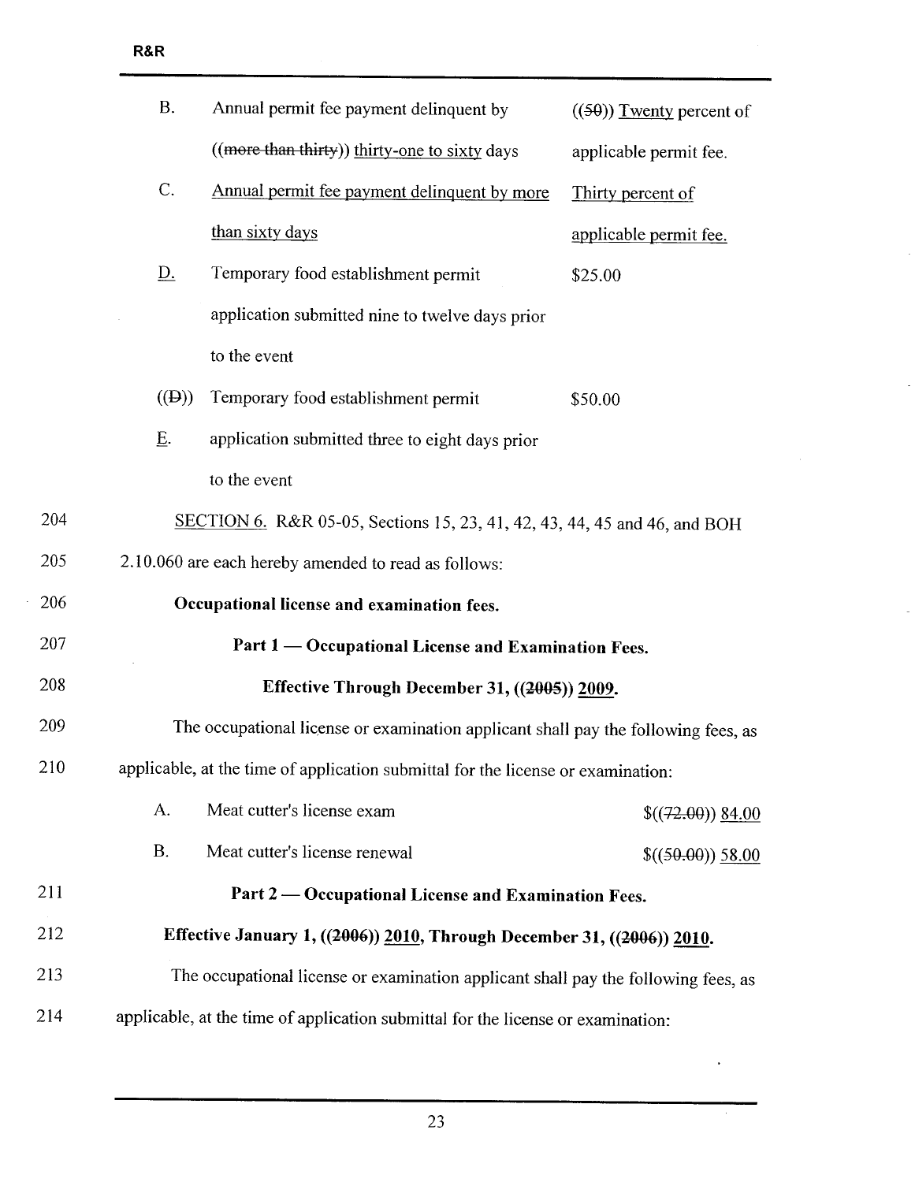| | | |
|---|---|---|
| B. | Annual permit fee payment delinquent by ((~~more than thirty~~)) <u>thirty-one to sixty</u> days | ((~~50~~)) <u>Twenty</u> percent of applicable permit fee. |
| C. | <u>Annual permit fee payment delinquent by more than sixty days</u> | <u>Thirty percent of applicable permit fee.</u> |
| <u>D.</u> | Temporary food establishment permit application submitted nine to twelve days prior to the event | $25.00 |
| ((~~D~~)) <u>E.</u> | Temporary food establishment permit application submitted three to eight days prior to the event | $50.00 |

204 <u>SECTION 6.</u> R&R 05-05, Sections 15, 23, 41, 42, 43, 44, 45 and 46, and BOH
205 2.10.060 are each hereby amended to read as follows:

206 **Occupational license and examination fees.**

207 **Part 1 — Occupational License and Examination Fees.**

208 **Effective Through December 31, ((~~2005~~)) <u>2009</u>.**

209 The occupational license or examination applicant shall pay the following fees, as
210 applicable, at the time of application submittal for the license or examination:

| | | |
|---|---|---|
| A. | Meat cutter's license exam | $((~~72.00~~)) <u>84.00</u> |
| B. | Meat cutter's license renewal | $((~~50.00~~)) <u>58.00</u> |

211 **Part 2 — Occupational License and Examination Fees.**

212 **Effective January 1, ((~~2006~~)) <u>2010</u>, Through December 31, ((~~2006~~)) <u>2010</u>.**

213 The occupational license or examination applicant shall pay the following fees, as
214 applicable, at the time of application submittal for the license or examination: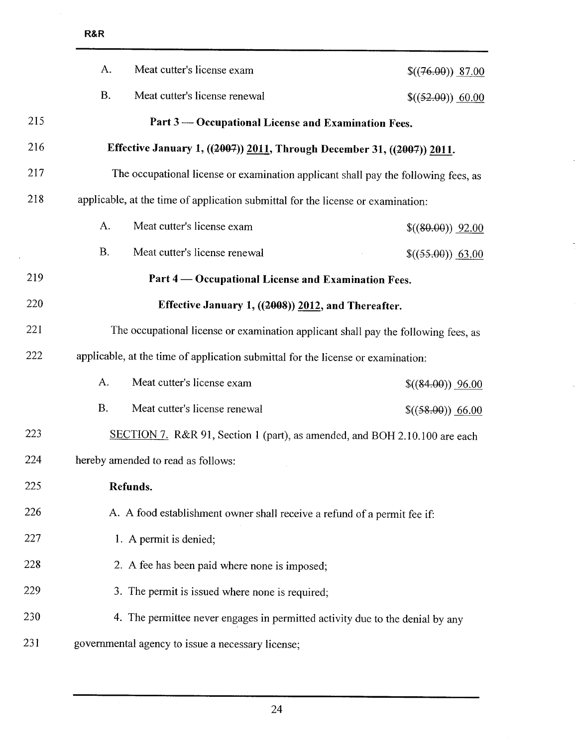| | | |
|---|---|---|
| A. | Meat cutter's license exam | $((~~76.00~~)) <u>87.00</u> |
| B. | Meat cutter's license renewal | $((~~52.00~~)) <u>60.00</u> |

215 **Part 3 — Occupational License and Examination Fees.**

216 **Effective January 1, ((~~2007~~)) <u>2011</u>, Through December 31, ((~~2007~~)) <u>2011</u>.**

217 The occupational license or examination applicant shall pay the following fees, as

218 applicable, at the time of application submittal for the license or examination:

| | | |
|---|---|---|
| A. | Meat cutter's license exam | $((~~80.00~~)) <u>92.00</u> |
| B. | Meat cutter's license renewal | $((~~55.00~~)) <u>63.00</u> |

219 **Part 4 — Occupational License and Examination Fees.**

220 **Effective January 1, ((~~2008~~)) <u>2012</u>, and Thereafter.**

221 The occupational license or examination applicant shall pay the following fees, as

222 applicable, at the time of application submittal for the license or examination:

| | | |
|---|---|---|
| A. | Meat cutter's license exam | $((~~84.00~~)) <u>96.00</u> |
| B. | Meat cutter's license renewal | $((~~58.00~~)) <u>66.00</u> |

223 <u>SECTION 7.</u> R&R 91, Section 1 (part), as amended, and BOH 2.10.100 are each

224 hereby amended to read as follows:

225 **Refunds.**

226 A. A food establishment owner shall receive a refund of a permit fee if:

227 1. A permit is denied;

228 2. A fee has been paid where none is imposed;

229 3. The permit is issued where none is required;

230 4. The permittee never engages in permitted activity due to the denial by any

231 governmental agency to issue a necessary license;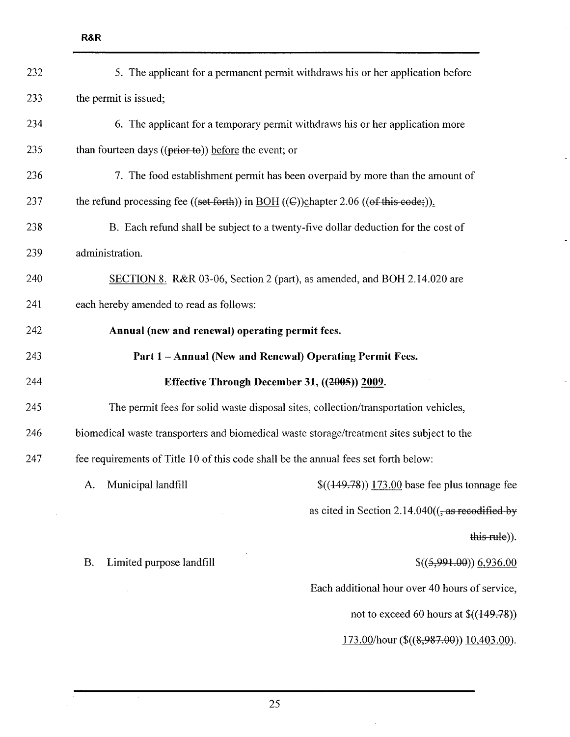5. The applicant for a permanent permit withdraws his or her application before the permit is issued;

6. The applicant for a temporary permit withdraws his or her application more than fourteen days ((~~prior to~~)) <u>before</u> the event; or

7. The food establishment permit has been overpaid by more than the amount of the refund processing fee ((~~set forth~~)) in <u>BOH</u> ((~~C~~))<u>c</u>hapter 2.06 ((~~of this code;~~))<u>.</u>

B. Each refund shall be subject to a twenty-five dollar deduction for the cost of administration.

<u>SECTION 8.</u> R&R 03-06, Section 2 (part), as amended, and BOH 2.14.020 are each hereby amended to read as follows:

**Annual (new and renewal) operating permit fees.**

**Part 1 – Annual (New and Renewal) Operating Permit Fees.**

**Effective Through December 31, ((~~2005~~)) <u>2009</u>.**

The permit fees for solid waste disposal sites, collection/transportation vehicles, biomedical waste transporters and biomedical waste storage/treatment sites subject to the fee requirements of Title 10 of this code shall be the annual fees set forth below:

A. Municipal landfill — $((~~149.78~~)) <u>173.00</u> base fee plus tonnage fee as cited in Section 2.14.040((~~, as recodified by this rule~~)).

B. Limited purpose landfill — $((~~5,991.00~~)) <u>6,936.00</u>
Each additional hour over 40 hours of service, not to exceed 60 hours at $((~~149.78~~)) <u>173.00</u>/hour ($((~~8,987.00~~)) <u>10,403.00</u>).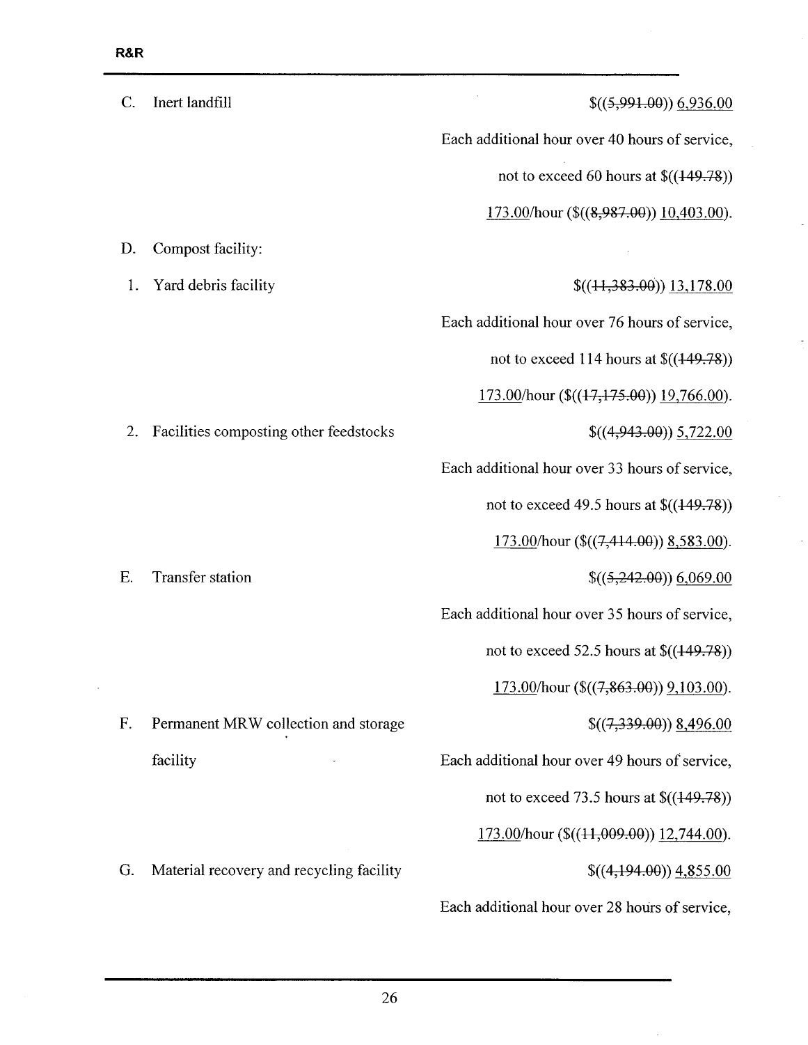| | |
|---|---|
| C. Inert landfill | $((~~5,991.00~~)) 6,936.00 Each additional hour over 40 hours of service, not to exceed 60 hours at $((~~149.78~~)) 173.00/hour ($((~~8,987.00~~)) 10,403.00). |
| D. Compost facility: | |
| 1. Yard debris facility | $((~~11,383.00~~)) 13,178.00 Each additional hour over 76 hours of service, not to exceed 114 hours at $((~~149.78~~)) 173.00/hour ($((~~17,175.00~~)) 19,766.00). |
| 2. Facilities composting other feedstocks | $((~~4,943.00~~)) 5,722.00 Each additional hour over 33 hours of service, not to exceed 49.5 hours at $((~~149.78~~)) 173.00/hour ($((~~7,414.00~~)) 8,583.00). |
| E. Transfer station | $((~~5,242.00~~)) 6,069.00 Each additional hour over 35 hours of service, not to exceed 52.5 hours at $((~~149.78~~)) 173.00/hour ($((~~7,863.00~~)) 9,103.00). |
| F. Permanent MRW collection and storage facility | $((~~7,339.00~~)) 8,496.00 Each additional hour over 49 hours of service, not to exceed 73.5 hours at $((~~149.78~~)) 173.00/hour ($((~~11,009.00~~)) 12,744.00). |
| G. Material recovery and recycling facility | $((~~4,194.00~~)) 4,855.00 Each additional hour over 28 hours of service, |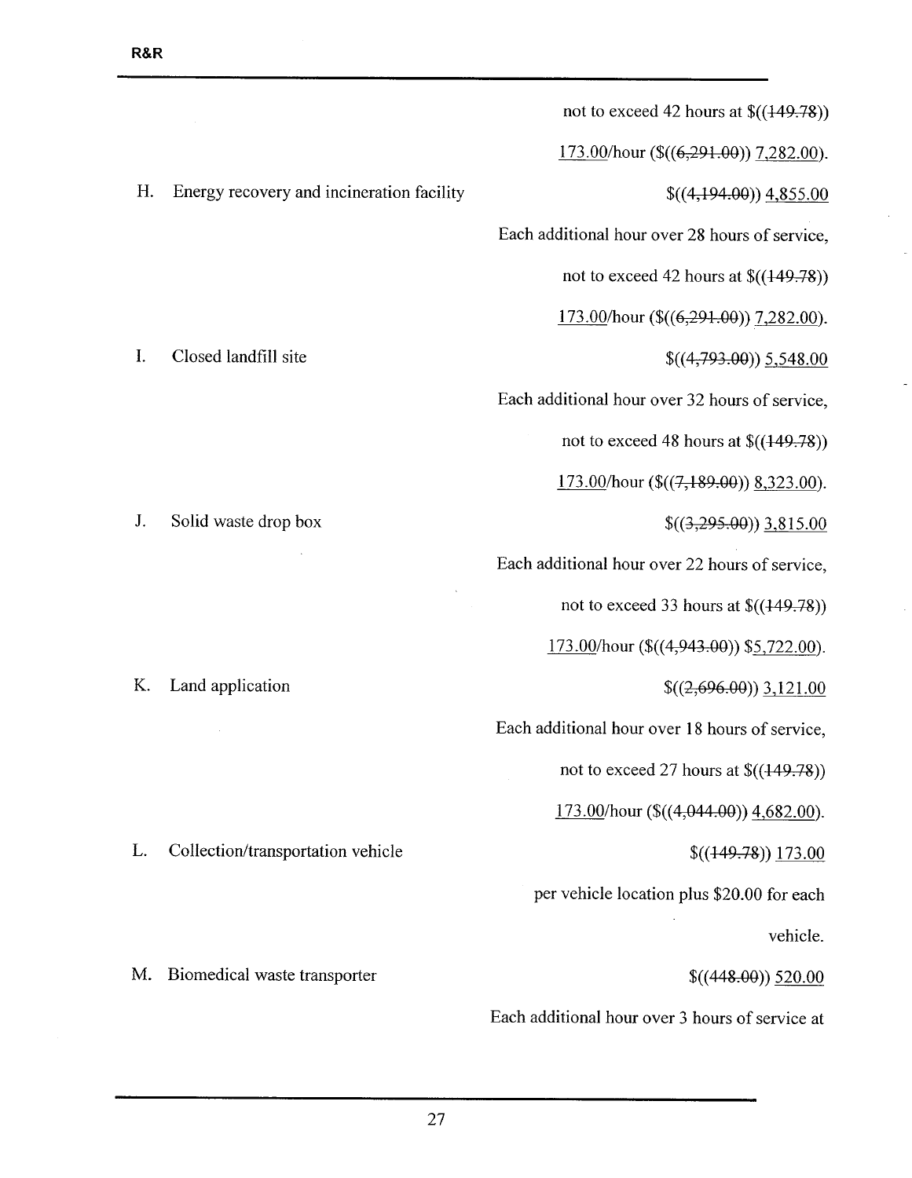not to exceed 42 hours at $((~~149.78~~)) 173.00/hour ($((~~6,291.00~~)) 7,282.00).

H. Energy recovery and incineration facility — $((~~4,194.00~~)) 4,855.00

Each additional hour over 28 hours of service, not to exceed 42 hours at $((~~149.78~~)) 173.00/hour ($((~~6,291.00~~)) 7,282.00).

I. Closed landfill site — $((~~4,793.00~~)) 5,548.00

Each additional hour over 32 hours of service, not to exceed 48 hours at $((~~149.78~~)) 173.00/hour ($((~~7,189.00~~)) 8,323.00).

J. Solid waste drop box — $((~~3,295.00~~)) 3,815.00

Each additional hour over 22 hours of service, not to exceed 33 hours at $((~~149.78~~)) 173.00/hour ($((~~4,943.00~~)) $5,722.00).

K. Land application — $((~~2,696.00~~)) 3,121.00

Each additional hour over 18 hours of service, not to exceed 27 hours at $((~~149.78~~)) 173.00/hour ($((~~4,044.00~~)) 4,682.00).

L. Collection/transportation vehicle — $((~~149.78~~)) 173.00 per vehicle location plus $20.00 for each vehicle.

M. Biomedical waste transporter — $((~~448.00~~)) 520.00

Each additional hour over 3 hours of service at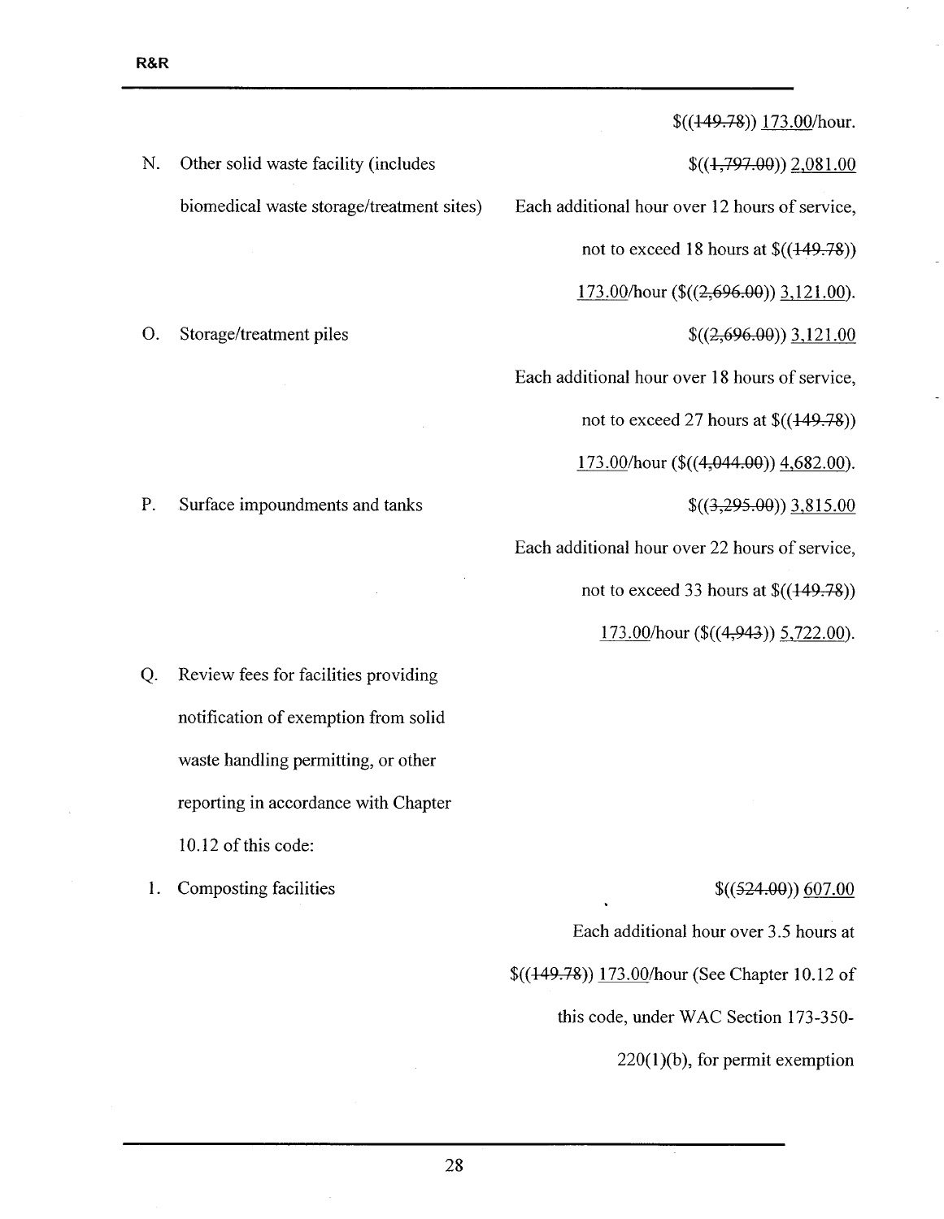$((~~149.78~~)) 173.00/hour.

| | | |
|---|---|---|
| N. | Other solid waste facility (includes biomedical waste storage/treatment sites) | $((~~1,797.00~~)) 2,081.00<br>Each additional hour over 12 hours of service, not to exceed 18 hours at $((~~149.78~~)) 173.00/hour ($((~~2,696.00~~)) 3,121.00). |
| O. | Storage/treatment piles | $((~~2,696.00~~)) 3,121.00<br>Each additional hour over 18 hours of service, not to exceed 27 hours at $((~~149.78~~)) 173.00/hour ($((~~4,044.00~~)) 4,682.00). |
| P. | Surface impoundments and tanks | $((~~3,295.00~~)) 3,815.00<br>Each additional hour over 22 hours of service, not to exceed 33 hours at $((~~149.78~~)) 173.00/hour ($((~~4,943~~)) 5,722.00). |
| Q. | Review fees for facilities providing notification of exemption from solid waste handling permitting, or other reporting in accordance with Chapter 10.12 of this code: | |
| 1. | Composting facilities | $((~~524.00~~)) 607.00<br>Each additional hour over 3.5 hours at $((~~149.78~~)) 173.00/hour (See Chapter 10.12 of this code, under WAC Section 173-350-220(1)(b), for permit exemption |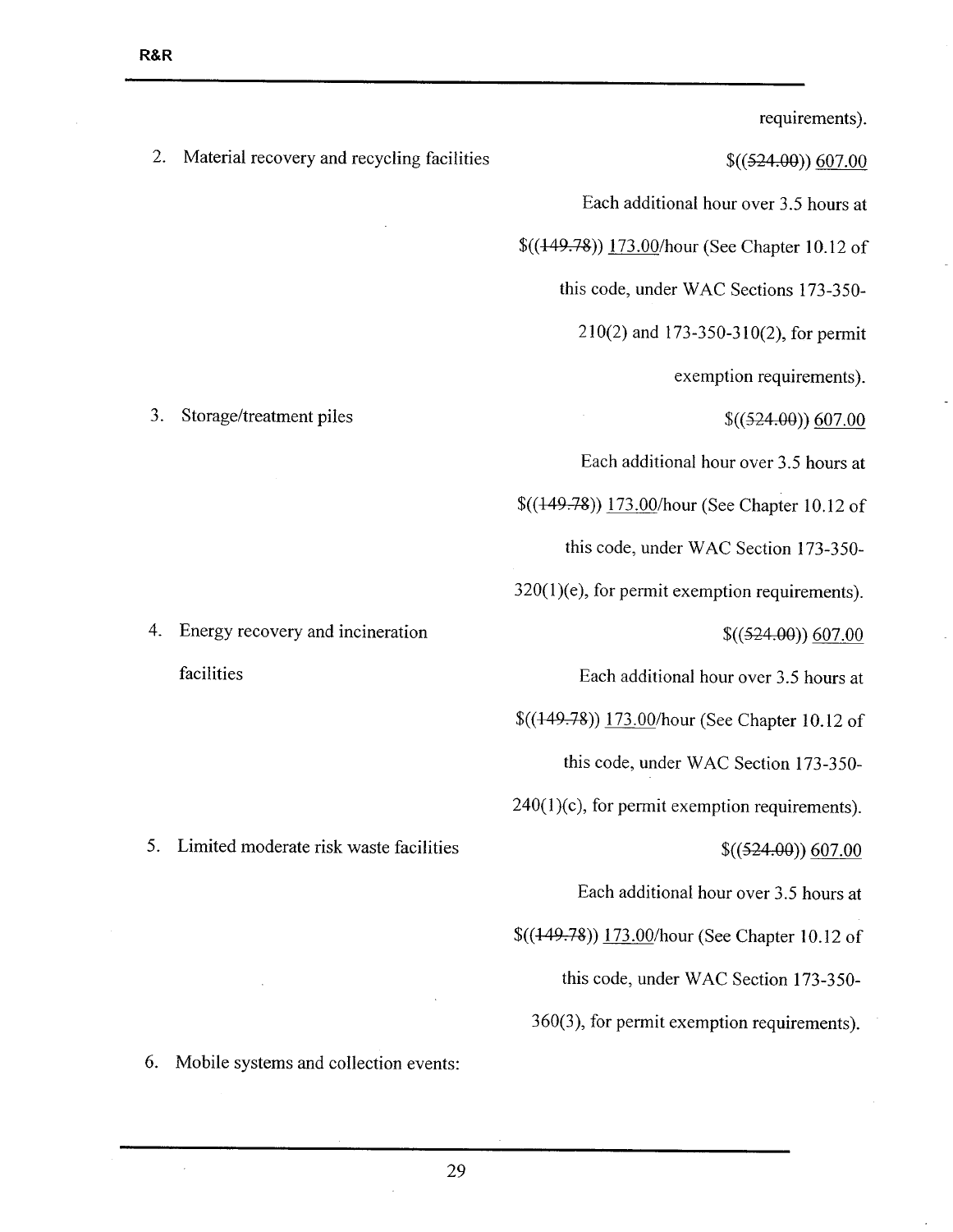requirements).

2. Material recovery and recycling facilities — $((~~524.00~~)) <u>607.00</u>

   Each additional hour over 3.5 hours at $((~~149.78~~)) <u>173.00</u>/hour (See Chapter 10.12 of this code, under WAC Sections 173-350-210(2) and 173-350-310(2), for permit exemption requirements).

3. Storage/treatment piles — $((~~524.00~~)) <u>607.00</u>

   Each additional hour over 3.5 hours at $((~~149.78~~)) <u>173.00</u>/hour (See Chapter 10.12 of this code, under WAC Section 173-350-320(1)(e), for permit exemption requirements).

4. Energy recovery and incineration facilities — $((~~524.00~~)) <u>607.00</u>

   Each additional hour over 3.5 hours at $((~~149.78~~)) <u>173.00</u>/hour (See Chapter 10.12 of this code, under WAC Section 173-350-240(1)(c), for permit exemption requirements).

5. Limited moderate risk waste facilities — $((~~524.00~~)) <u>607.00</u>

   Each additional hour over 3.5 hours at $((~~149.78~~)) <u>173.00</u>/hour (See Chapter 10.12 of this code, under WAC Section 173-350-360(3), for permit exemption requirements).

6. Mobile systems and collection events: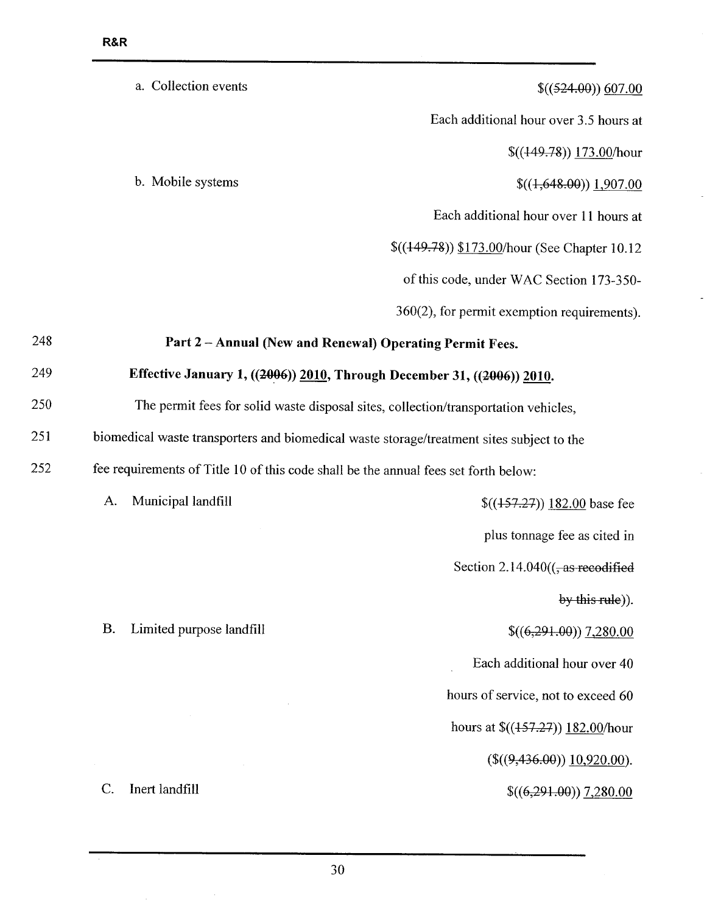a. Collection events $((~~524.00~~)) 607.00

Each additional hour over 3.5 hours at $((~~149.78~~)) 173.00/hour

b. Mobile systems $((~~1,648.00~~)) 1,907.00

Each additional hour over 11 hours at $((~~149.78~~)) $173.00/hour (See Chapter 10.12 of this code, under WAC Section 173-350-360(2), for permit exemption requirements).

248 **Part 2 – Annual (New and Renewal) Operating Permit Fees.**

249 **Effective January 1, ((~~2006~~)) 2010, Through December 31, ((~~2006~~)) 2010.**

250 The permit fees for solid waste disposal sites, collection/transportation vehicles,

251 biomedical waste transporters and biomedical waste storage/treatment sites subject to the

252 fee requirements of Title 10 of this code shall be the annual fees set forth below:

A. Municipal landfill $((~~157.27~~)) 182.00 base fee plus tonnage fee as cited in Section 2.14.040((~~, as recodified by this rule~~)).

B. Limited purpose landfill $((~~6,291.00~~)) 7,280.00

Each additional hour over 40 hours of service, not to exceed 60 hours at $((~~157.27~~)) 182.00/hour ($((~~9,436.00~~)) 10,920.00).

C. Inert landfill $((~~6,291.00~~)) 7,280.00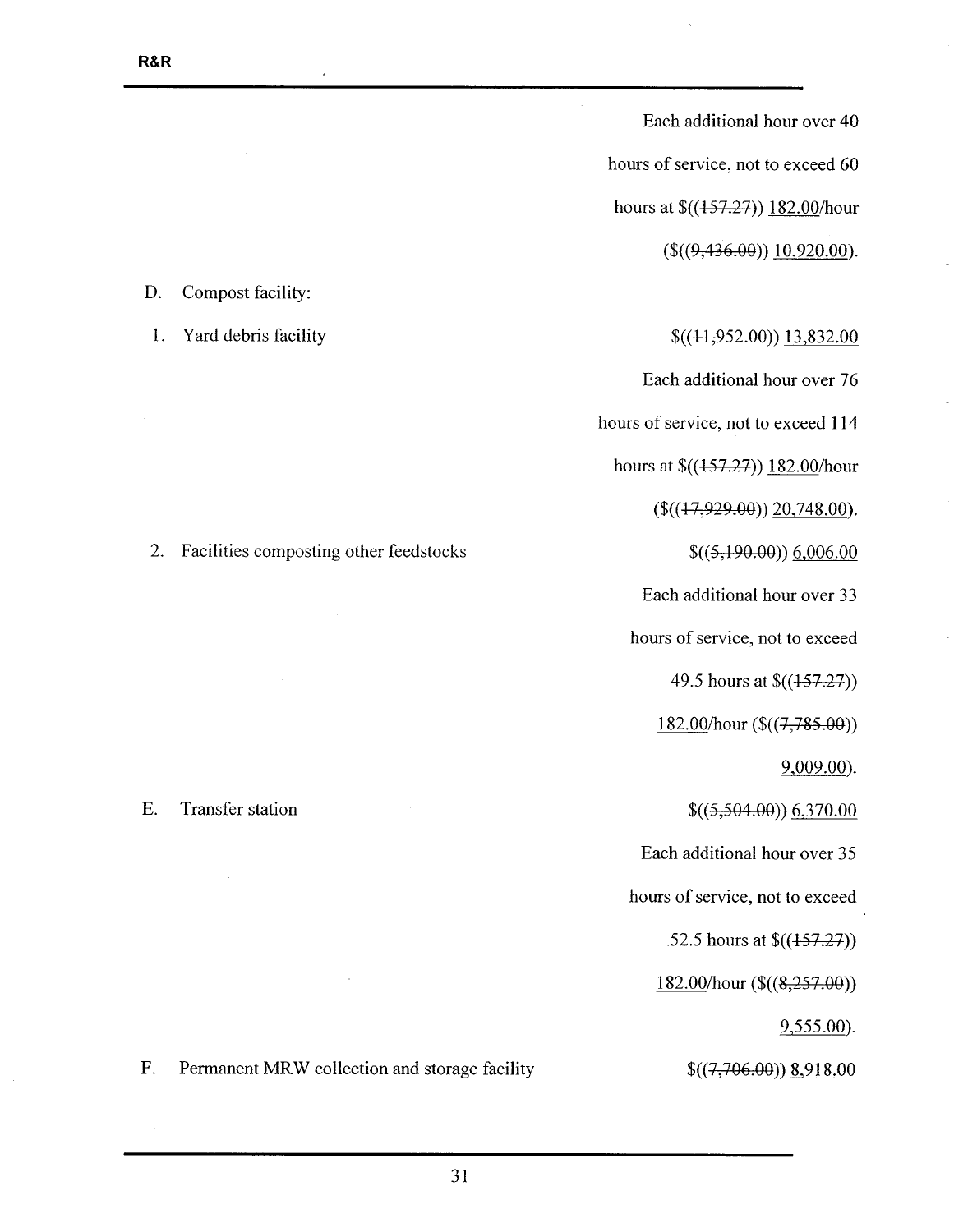Each additional hour over 40 hours of service, not to exceed 60 hours at $((~~157.27~~)) <u>182.00</u>/hour ($((~~9,436.00~~)) <u>10,920.00</u>).

D. Compost facility:

1. Yard debris facility — $((~~11,952.00~~)) <u>13,832.00</u>

   Each additional hour over 76 hours of service, not to exceed 114 hours at $((~~157.27~~)) <u>182.00</u>/hour ($((~~17,929.00~~)) <u>20,748.00</u>).

2. Facilities composting other feedstocks — $((~~5,190.00~~)) <u>6,006.00</u>

   Each additional hour over 33 hours of service, not to exceed 49.5 hours at $((~~157.27~~)) <u>182.00</u>/hour ($((~~7,785.00~~)) <u>9,009.00</u>).

E. Transfer station — $((~~5,504.00~~)) <u>6,370.00</u>

   Each additional hour over 35 hours of service, not to exceed 52.5 hours at $((~~157.27~~)) <u>182.00</u>/hour ($((~~8,257.00~~)) <u>9,555.00</u>).

F. Permanent MRW collection and storage facility — $((~~7,706.00~~)) <u>8,918.00</u>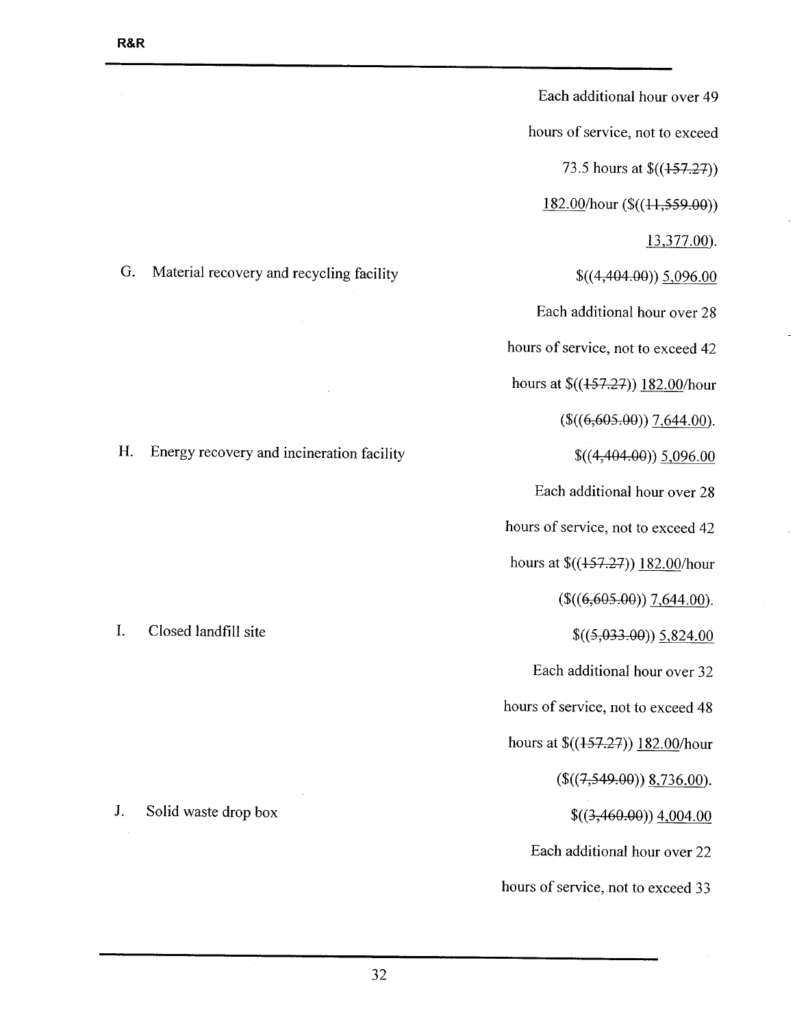| | |
|---|---|
| | Each additional hour over 49 hours of service, not to exceed 73.5 hours at $((~~157.27~~)) <u>182.00</u>/hour ($((~~11,559.00~~)) <u>13,377.00</u>). |
| G. Material recovery and recycling facility | $((~~4,404.00~~)) <u>5,096.00</u> Each additional hour over 28 hours of service, not to exceed 42 hours at $((~~157.27~~)) <u>182.00</u>/hour ($((~~6,605.00~~)) <u>7,644.00</u>). |
| H. Energy recovery and incineration facility | $((~~4,404.00~~)) <u>5,096.00</u> Each additional hour over 28 hours of service, not to exceed 42 hours at $((~~157.27~~)) <u>182.00</u>/hour ($((~~6,605.00~~)) <u>7,644.00</u>). |
| I. Closed landfill site | $((~~5,033.00~~)) <u>5,824.00</u> Each additional hour over 32 hours of service, not to exceed 48 hours at $((~~157.27~~)) <u>182.00</u>/hour ($((~~7,549.00~~)) <u>8,736.00</u>). |
| J. Solid waste drop box | $((~~3,460.00~~)) <u>4,004.00</u> Each additional hour over 22 hours of service, not to exceed 33 |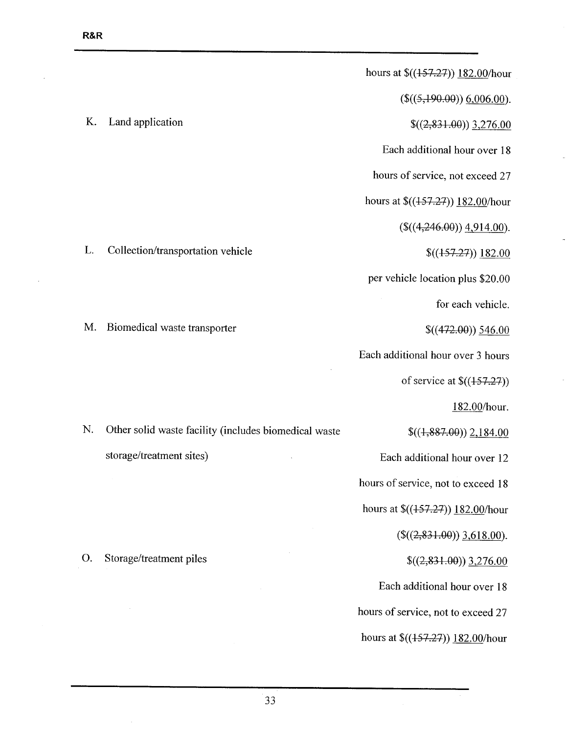hours at $((~~157.27~~)) 182.00/hour ($((~~5,190.00~~)) 6,006.00).

| | | |
|---|---|---|
| K. | Land application | $((~~2,831.00~~)) 3,276.00 Each additional hour over 18 hours of service, not exceed 27 hours at $((~~157.27~~)) 182.00/hour ($((~~4,246.00~~)) 4,914.00). |
| L. | Collection/transportation vehicle | $((~~157.27~~)) 182.00 per vehicle location plus $20.00 for each vehicle. |
| M. | Biomedical waste transporter | $((~~472.00~~)) 546.00 Each additional hour over 3 hours of service at $((~~157.27~~)) 182.00/hour. |
| N. | Other solid waste facility (includes biomedical waste storage/treatment sites) | $((~~1,887.00~~)) 2,184.00 Each additional hour over 12 hours of service, not to exceed 18 hours at $((~~157.27~~)) 182.00/hour ($((~~2,831.00~~)) 3,618.00). |
| O. | Storage/treatment piles | $((~~2,831.00~~)) 3,276.00 Each additional hour over 18 hours of service, not to exceed 27 hours at $((~~157.27~~)) 182.00/hour |